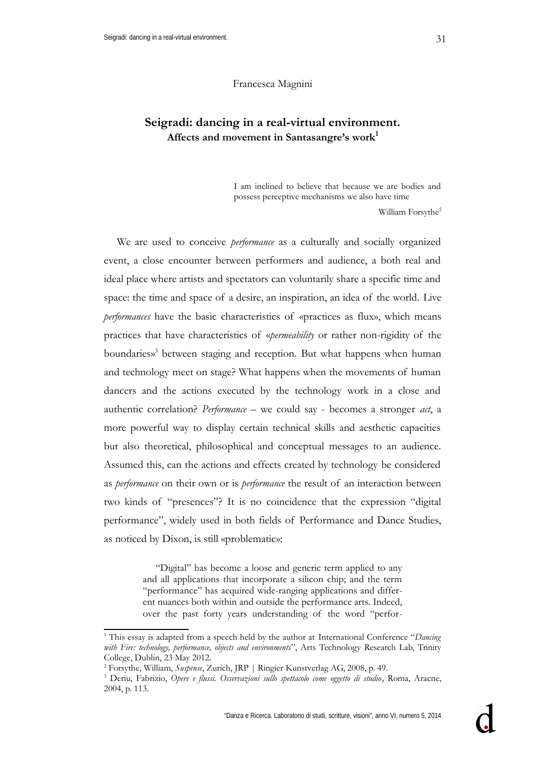Francesca Magnini

# Seigradi: dancing in a real-virtual environment.

## Affects and movement in Santasangre's work[1]

> I am inclined to believe that because we are bodies and possess perceptive mechanisms we also have time
>
> William Forsythe[2]

We are used to conceive *performance* as a culturally and socially organized event, a close encounter between performers and audience, a both real and ideal place where artists and spectators can voluntarily share a specific time and space: the time and space of a desire, an inspiration, an idea of the world. Live *performances* have the basic characteristics of «practices as flux», which means practices that have characteristics of «*permeability* or rather non-rigidity of the boundaries»[3] between staging and reception. But what happens when human and technology meet on stage? What happens when the movements of human dancers and the actions executed by the technology work in a close and authentic correlation? *Performance* – we could say - becomes a stronger *act*, a more powerful way to display certain technical skills and aesthetic capacities but also theoretical, philosophical and conceptual messages to an audience. Assumed this, can the actions and effects created by technology be considered as *performance* on their own or is *performance* the result of an interaction between two kinds of "presences"? It is no coincidence that the expression "digital performance", widely used in both fields of Performance and Dance Studies, as noticed by Dixon, is still «problematic»:

> "Digital" has become a loose and generic term applied to any and all applications that incorporate a silicon chip; and the term "performance" has acquired wide-ranging applications and different nuances both within and outside the performance arts. Indeed, over the past forty years understanding of the word "perfor-

---

[1] This essay is adapted from a speech held by the author at International Conference "*Dancing with Fire: technology, performance, objects and environments*", Arts Technology Research Lab, Trinity College, Dublin, 23 May 2012.

[2] Forsythe, William, *Suspense*, Zurich, JRP | Ringier Kunstverlag AG, 2008, p. 49.

[3] Deriu, Fabrizio, *Opere e flussi. Osservazioni sullo spettacolo come oggetto di studio*, Roma, Aracne, 2004, p. 113.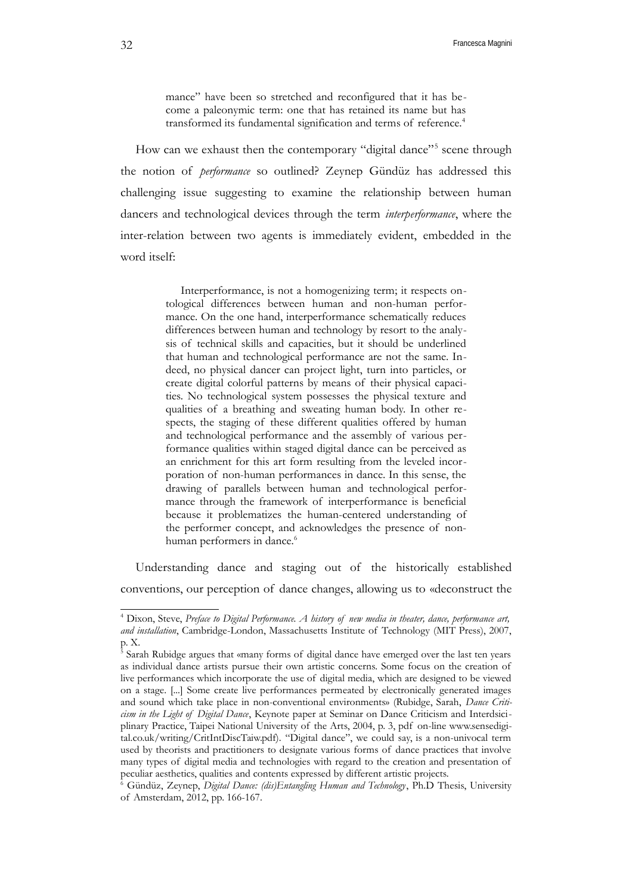mance" have been so stretched and reconfigured that it has become a paleonymic term: one that has retained its name but has transformed its fundamental signification and terms of reference.[4]

How can we exhaust then the contemporary "digital dance"[5] scene through the notion of *performance* so outlined? Zeynep Gündüz has addressed this challenging issue suggesting to examine the relationship between human dancers and technological devices through the term *interperformance*, where the inter-relation between two agents is immediately evident, embedded in the word itself:

> Interperformance, is not a homogenizing term; it respects ontological differences between human and non-human performance. On the one hand, interperformance schematically reduces differences between human and technology by resort to the analysis of technical skills and capacities, but it should be underlined that human and technological performance are not the same. Indeed, no physical dancer can project light, turn into particles, or create digital colorful patterns by means of their physical capacities. No technological system possesses the physical texture and qualities of a breathing and sweating human body. In other respects, the staging of these different qualities offered by human and technological performance and the assembly of various performance qualities within staged digital dance can be perceived as an enrichment for this art form resulting from the leveled incorporation of non-human performances in dance. In this sense, the drawing of parallels between human and technological performance through the framework of interperformance is beneficial because it problematizes the human-centered understanding of the performer concept, and acknowledges the presence of non-human performers in dance.[6]

Understanding dance and staging out of the historically established conventions, our perception of dance changes, allowing us to «deconstruct the

---

[4] Dixon, Steve, *Preface to Digital Performance. A history of new media in theater, dance, performance art, and installation*, Cambridge-London, Massachusetts Institute of Technology (MIT Press), 2007, p. X.

[5] Sarah Rubidge argues that «many forms of digital dance have emerged over the last ten years as individual dance artists pursue their own artistic concerns. Some focus on the creation of live performances which incorporate the use of digital media, which are designed to be viewed on a stage. [...] Some create live performances permeated by electronically generated images and sound which take place in non-conventional environments» (Rubidge, Sarah, *Dance Criticism in the Light of Digital Dance*, Keynote paper at Seminar on Dance Criticism and Interdsiciplinary Practice, Taipei National University of the Arts, 2004, p. 3, pdf on-line www.sensedigital.co.uk/writing/CritIntDiscTaiw.pdf). "Digital dance", we could say, is a non-univocal term used by theorists and practitioners to designate various forms of dance practices that involve many types of digital media and technologies with regard to the creation and presentation of peculiar aesthetics, qualities and contents expressed by different artistic projects.

[6] Gündüz, Zeynep, *Digital Dance: (dis)Entangling Human and Technology*, Ph.D Thesis, University of Amsterdam, 2012, pp. 166-167.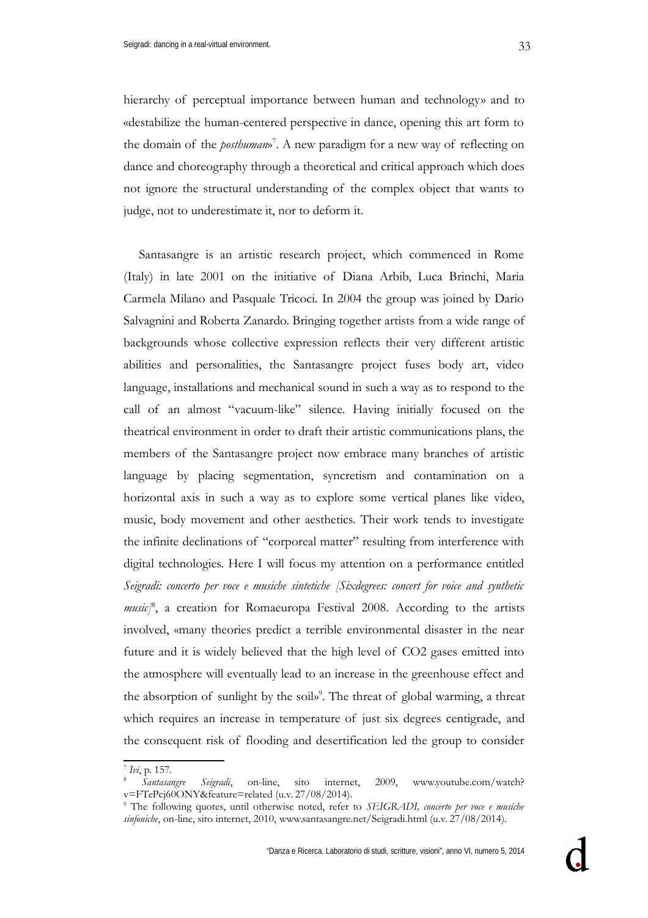hierarchy of perceptual importance between human and technology» and to «destabilize the human-centered perspective in dance, opening this art form to the domain of the *posthuman*»[7]. A new paradigm for a new way of reflecting on dance and choreography through a theoretical and critical approach which does not ignore the structural understanding of the complex object that wants to judge, not to underestimate it, nor to deform it.

Santasangre is an artistic research project, which commenced in Rome (Italy) in late 2001 on the initiative of Diana Arbib, Luca Brinchi, Maria Carmela Milano and Pasquale Tricoci. In 2004 the group was joined by Dario Salvagnini and Roberta Zanardo. Bringing together artists from a wide range of backgrounds whose collective expression reflects their very different artistic abilities and personalities, the Santasangre project fuses body art, video language, installations and mechanical sound in such a way as to respond to the call of an almost "vacuum-like" silence. Having initially focused on the theatrical environment in order to draft their artistic communications plans, the members of the Santasangre project now embrace many branches of artistic language by placing segmentation, syncretism and contamination on a horizontal axis in such a way as to explore some vertical planes like video, music, body movement and other aesthetics. Their work tends to investigate the infinite declinations of "corporeal matter" resulting from interference with digital technologies. Here I will focus my attention on a performance entitled *Seigradi: concerto per voce e musiche sintetiche [Sixdegrees: concert for voice and synthetic music]*[8], a creation for Romaeuropa Festival 2008. According to the artists involved, «many theories predict a terrible environmental disaster in the near future and it is widely believed that the high level of CO2 gases emitted into the atmosphere will eventually lead to an increase in the greenhouse effect and the absorption of sunlight by the soil»[9]. The threat of global warming, a threat which requires an increase in temperature of just six degrees centigrade, and the consequent risk of flooding and desertification led the group to consider

---

[7] *Ivi*, p. 157.

[8] *Santasangre Seigradi*, on-line, sito internet, 2009, www.youtube.com/watch?v=FTePcj60ONY&feature=related (u.v. 27/08/2014).

[9] The following quotes, until otherwise noted, refer to *SEIGRADI, concerto per voce e musiche sinfoniche*, on-line, sito internet, 2010, www.santasangre.net/Seigradi.html (u.v. 27/08/2014).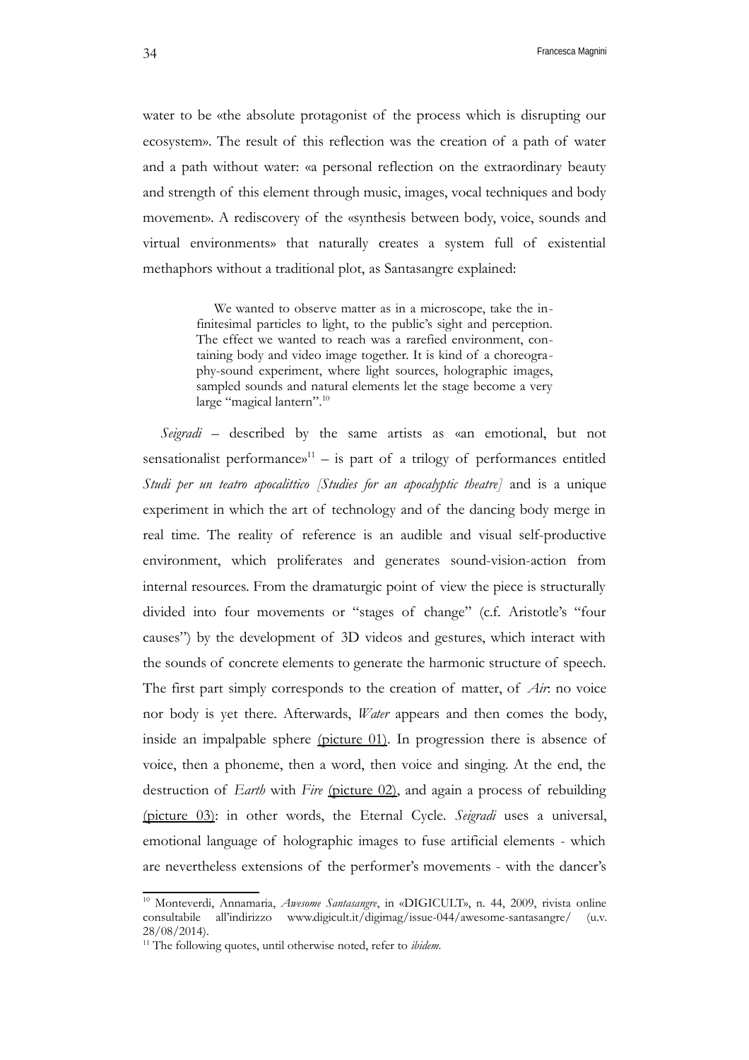water to be «the absolute protagonist of the process which is disrupting our ecosystem». The result of this reflection was the creation of a path of water and a path without water: «a personal reflection on the extraordinary beauty and strength of this element through music, images, vocal techniques and body movement». A rediscovery of the «synthesis between body, voice, sounds and virtual environments» that naturally creates a system full of existential methaphors without a traditional plot, as Santasangre explained:

> We wanted to observe matter as in a microscope, take the infinitesimal particles to light, to the public's sight and perception. The effect we wanted to reach was a rarefied environment, containing body and video image together. It is kind of a choreography-sound experiment, where light sources, holographic images, sampled sounds and natural elements let the stage become a very large "magical lantern".[10]

*Seigradi* – described by the same artists as «an emotional, but not sensationalist performance»[11] – is part of a trilogy of performances entitled *Studi per un teatro apocalittico [Studies for an apocalyptic theatre]* and is a unique experiment in which the art of technology and of the dancing body merge in real time. The reality of reference is an audible and visual self-productive environment, which proliferates and generates sound-vision-action from internal resources. From the dramaturgic point of view the piece is structurally divided into four movements or "stages of change" (c.f. Aristotle's "four causes") by the development of 3D videos and gestures, which interact with the sounds of concrete elements to generate the harmonic structure of speech. The first part simply corresponds to the creation of matter, of *Air*: no voice nor body is yet there. Afterwards, *Water* appears and then comes the body, inside an impalpable sphere (picture 01). In progression there is absence of voice, then a phoneme, then a word, then voice and singing. At the end, the destruction of *Earth* with *Fire* (picture 02), and again a process of rebuilding (picture 03): in other words, the Eternal Cycle. *Seigradi* uses a universal, emotional language of holographic images to fuse artificial elements - which are nevertheless extensions of the performer's movements - with the dancer's

---

[10] Monteverdi, Annamaria, *Awesome Santasangre*, in «DIGICULT», n. 44, 2009, rivista online consultabile all'indirizzo www.digicult.it/digimag/issue-044/awesome-santasangre/ (u.v. 28/08/2014).

[11] The following quotes, until otherwise noted, refer to *ibidem*.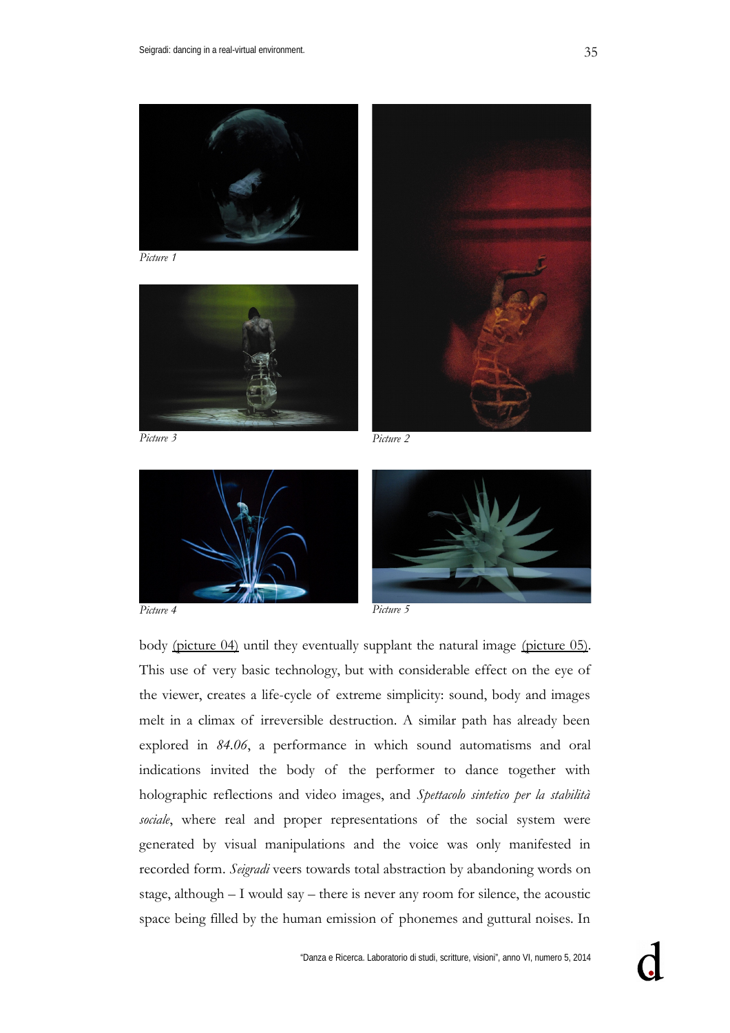Picture 1

Picture 3

Picture 2

Picture 4

Picture 5

body (picture 04) until they eventually supplant the natural image (picture 05). This use of very basic technology, but with considerable effect on the eye of the viewer, creates a life-cycle of extreme simplicity: sound, body and images melt in a climax of irreversible destruction. A similar path has already been explored in *84.06*, a performance in which sound automatisms and oral indications invited the body of the performer to dance together with holographic reflections and video images, and *Spettacolo sintetico per la stabilità sociale*, where real and proper representations of the social system were generated by visual manipulations and the voice was only manifested in recorded form. *Seigradi* veers towards total abstraction by abandoning words on stage, although – I would say – there is never any room for silence, the acoustic space being filled by the human emission of phonemes and guttural noises. In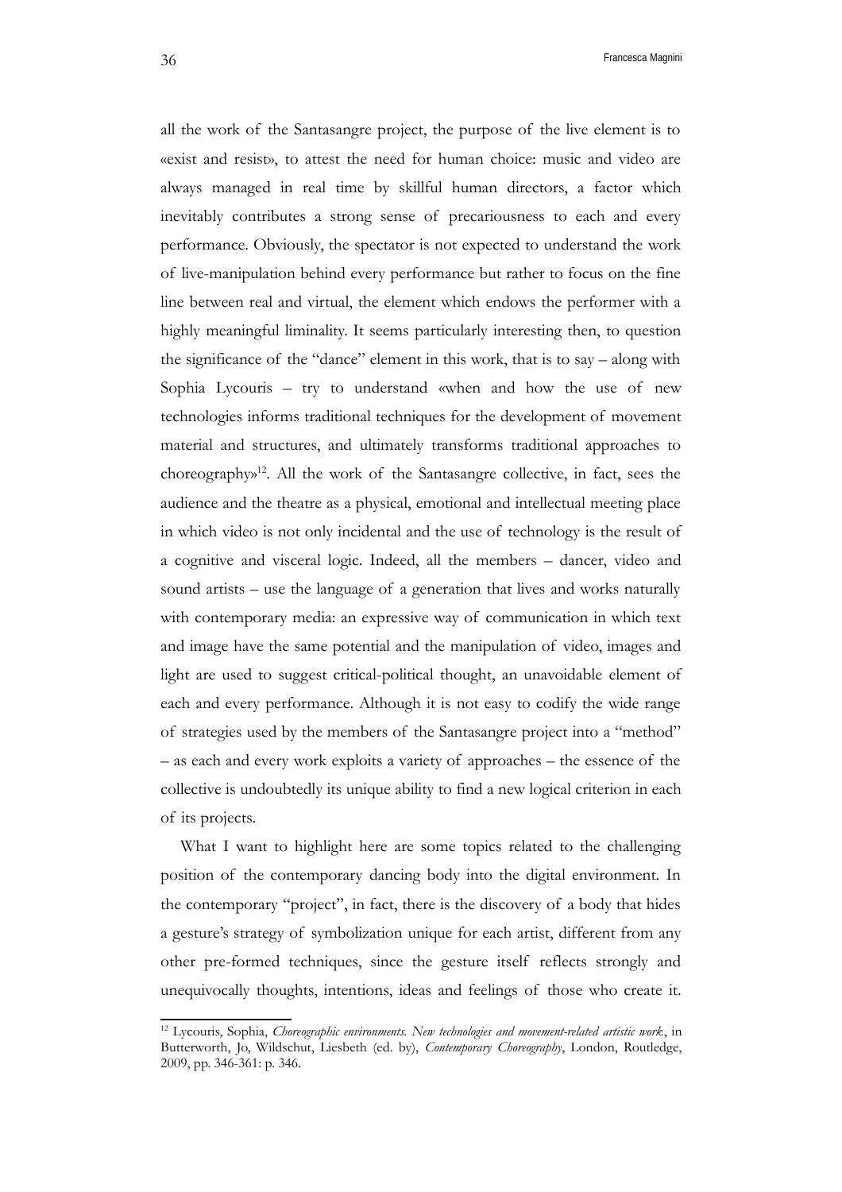all the work of the Santasangre project, the purpose of the live element is to «exist and resist», to attest the need for human choice: music and video are always managed in real time by skillful human directors, a factor which inevitably contributes a strong sense of precariousness to each and every performance. Obviously, the spectator is not expected to understand the work of live-manipulation behind every performance but rather to focus on the fine line between real and virtual, the element which endows the performer with a highly meaningful liminality. It seems particularly interesting then, to question the significance of the "dance" element in this work, that is to say – along with Sophia Lycouris – try to understand «when and how the use of new technologies informs traditional techniques for the development of movement material and structures, and ultimately transforms traditional approaches to choreography»[12]. All the work of the Santasangre collective, in fact, sees the audience and the theatre as a physical, emotional and intellectual meeting place in which video is not only incidental and the use of technology is the result of a cognitive and visceral logic. Indeed, all the members – dancer, video and sound artists – use the language of a generation that lives and works naturally with contemporary media: an expressive way of communication in which text and image have the same potential and the manipulation of video, images and light are used to suggest critical-political thought, an unavoidable element of each and every performance. Although it is not easy to codify the wide range of strategies used by the members of the Santasangre project into a "method" – as each and every work exploits a variety of approaches – the essence of the collective is undoubtedly its unique ability to find a new logical criterion in each of its projects.

What I want to highlight here are some topics related to the challenging position of the contemporary dancing body into the digital environment. In the contemporary "project", in fact, there is the discovery of a body that hides a gesture's strategy of symbolization unique for each artist, different from any other pre-formed techniques, since the gesture itself reflects strongly and unequivocally thoughts, intentions, ideas and feelings of those who create it.

[12] Lycouris, Sophia, *Choreographic environments. New technologies and movement-related artistic work*, in Butterworth, Jo, Wildschut, Liesbeth (ed. by), *Contemporary Choreography*, London, Routledge, 2009, pp. 346-361: p. 346.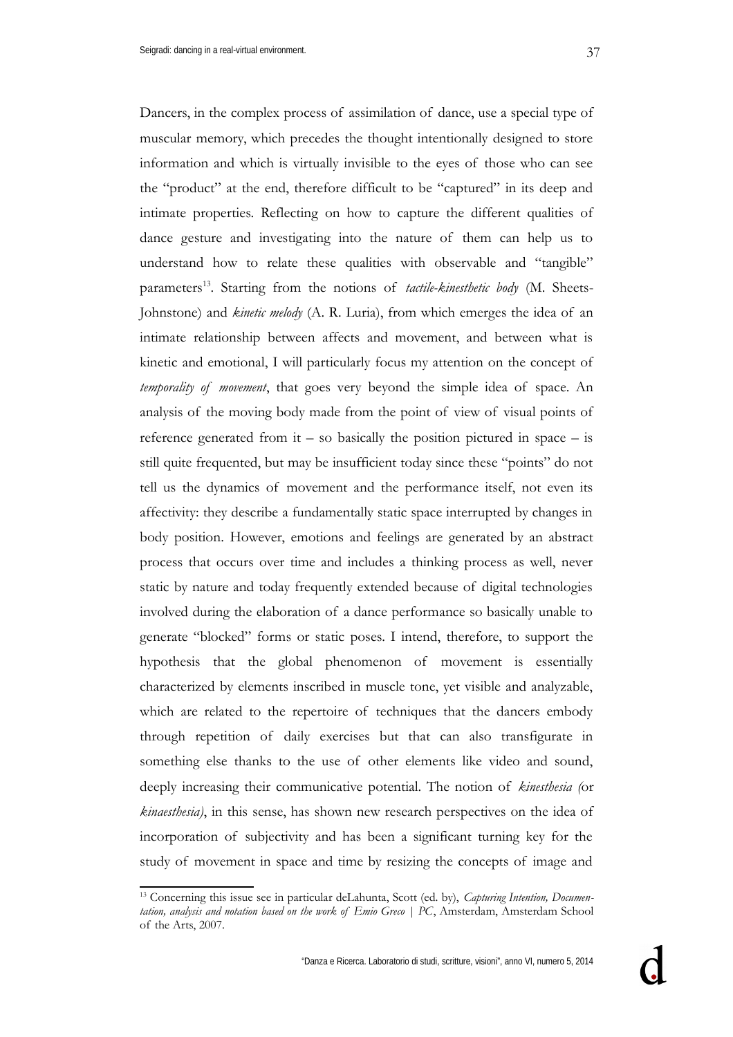Dancers, in the complex process of assimilation of dance, use a special type of muscular memory, which precedes the thought intentionally designed to store information and which is virtually invisible to the eyes of those who can see the "product" at the end, therefore difficult to be "captured" in its deep and intimate properties. Reflecting on how to capture the different qualities of dance gesture and investigating into the nature of them can help us to understand how to relate these qualities with observable and "tangible" parameters[13]. Starting from the notions of *tactile-kinesthetic body* (M. Sheets-Johnstone) and *kinetic melody* (A. R. Luria), from which emerges the idea of an intimate relationship between affects and movement, and between what is kinetic and emotional, I will particularly focus my attention on the concept of *temporality of movement*, that goes very beyond the simple idea of space. An analysis of the moving body made from the point of view of visual points of reference generated from it – so basically the position pictured in space – is still quite frequented, but may be insufficient today since these "points" do not tell us the dynamics of movement and the performance itself, not even its affectivity: they describe a fundamentally static space interrupted by changes in body position. However, emotions and feelings are generated by an abstract process that occurs over time and includes a thinking process as well, never static by nature and today frequently extended because of digital technologies involved during the elaboration of a dance performance so basically unable to generate "blocked" forms or static poses. I intend, therefore, to support the hypothesis that the global phenomenon of movement is essentially characterized by elements inscribed in muscle tone, yet visible and analyzable, which are related to the repertoire of techniques that the dancers embody through repetition of daily exercises but that can also transfigurate in something else thanks to the use of other elements like video and sound, deeply increasing their communicative potential. The notion of *kinesthesia (*or *kinaesthesia)*, in this sense, has shown new research perspectives on the idea of incorporation of subjectivity and has been a significant turning key for the study of movement in space and time by resizing the concepts of image and

[13] Concerning this issue see in particular deLahunta, Scott (ed. by), *Capturing Intention, Documentation, analysis and notation based on the work of Emio Greco | PC*, Amsterdam, Amsterdam School of the Arts, 2007.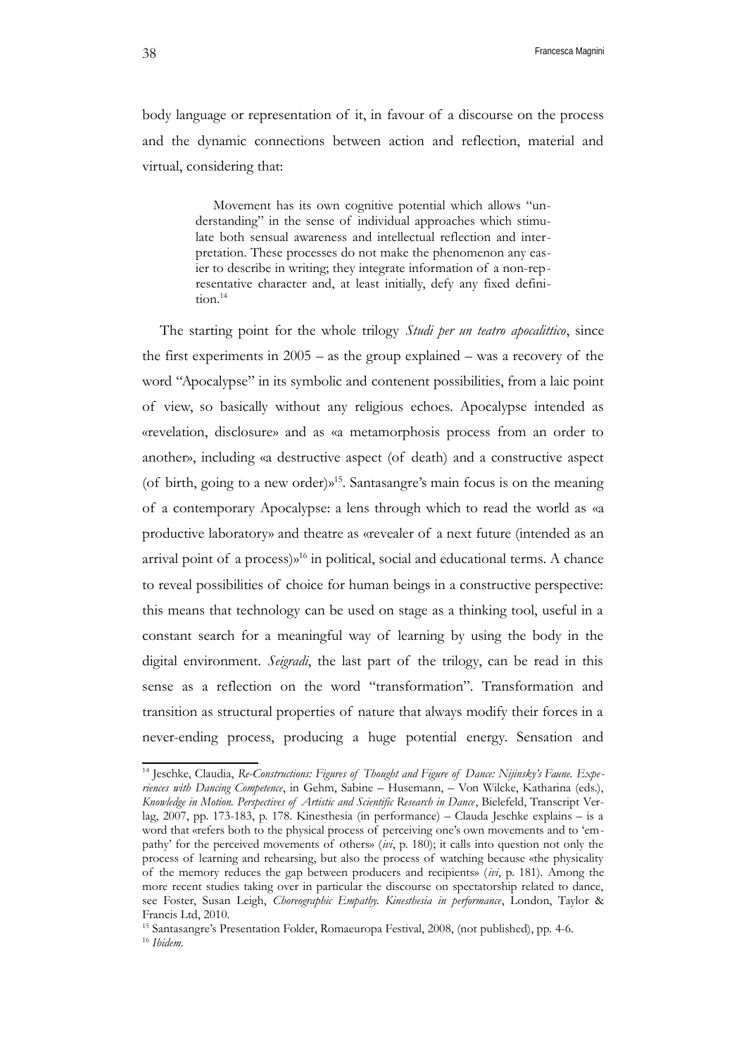body language or representation of it, in favour of a discourse on the process and the dynamic connections between action and reflection, material and virtual, considering that:

> Movement has its own cognitive potential which allows "understanding" in the sense of individual approaches which stimulate both sensual awareness and intellectual reflection and interpretation. These processes do not make the phenomenon any easier to describe in writing; they integrate information of a non-representative character and, at least initially, defy any fixed definition.[14]

The starting point for the whole trilogy *Studi per un teatro apocalittico*, since the first experiments in 2005 – as the group explained – was a recovery of the word "Apocalypse" in its symbolic and contenent possibilities, from a laic point of view, so basically without any religious echoes. Apocalypse intended as «revelation, disclosure» and as «a metamorphosis process from an order to another», including «a destructive aspect (of death) and a constructive aspect (of birth, going to a new order)»[15]. Santasangre's main focus is on the meaning of a contemporary Apocalypse: a lens through which to read the world as «a productive laboratory» and theatre as «revealer of a next future (intended as an arrival point of a process)»[16] in political, social and educational terms. A chance to reveal possibilities of choice for human beings in a constructive perspective: this means that technology can be used on stage as a thinking tool, useful in a constant search for a meaningful way of learning by using the body in the digital environment. *Seigradi*, the last part of the trilogy, can be read in this sense as a reflection on the word "transformation". Transformation and transition as structural properties of nature that always modify their forces in a never-ending process, producing a huge potential energy. Sensation and

---

[14] Jeschke, Claudia, *Re-Constructions: Figures of Thought and Figure of Dance: Nijinsky's Faune. Experiences with Dancing Competence*, in Gehm, Sabine – Husemann, – Von Wilcke, Katharina (eds.), *Knowledge in Motion. Perspectives of Artistic and Scientific Research in Dance*, Bielefeld, Transcript Verlag, 2007, pp. 173-183, p. 178. Kinesthesia (in performance) – Clauda Jeschke explains – is a word that «refers both to the physical process of perceiving one's own movements and to 'empathy' for the perceived movements of others» (*ivi*, p. 180); it calls into question not only the process of learning and rehearsing, but also the process of watching because «the physicality of the memory reduces the gap between producers and recipients» (*ivi*, p. 181). Among the more recent studies taking over in particular the discourse on spectatorship related to dance, see Foster, Susan Leigh, *Choreographic Empathy. Kinesthesia in performance*, London, Taylor & Francis Ltd, 2010.

[15] Santasangre's Presentation Folder, Romaeuropa Festival, 2008, (not published), pp. 4-6.

[16] *Ibidem*.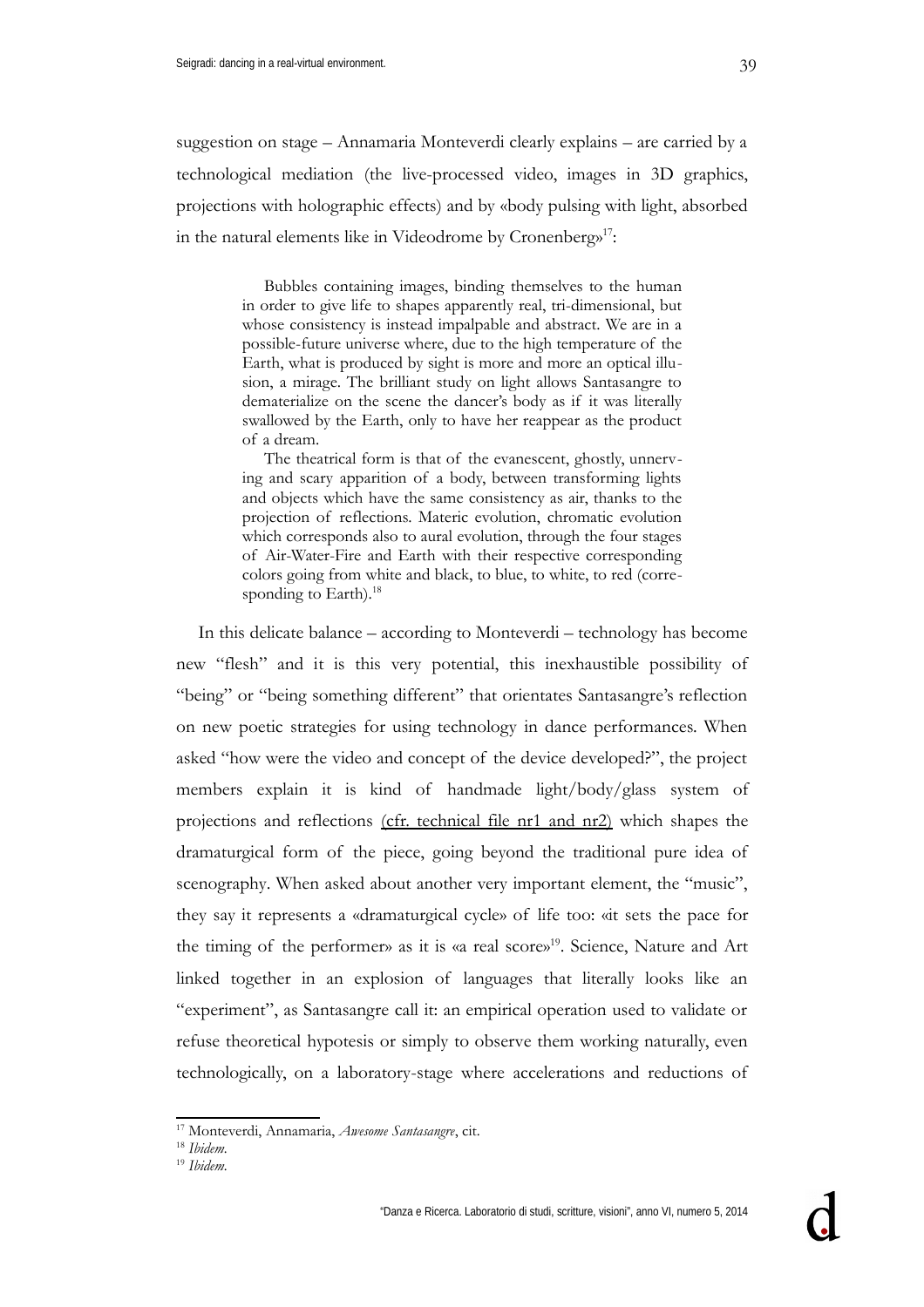suggestion on stage – Annamaria Monteverdi clearly explains – are carried by a technological mediation (the live-processed video, images in 3D graphics, projections with holographic effects) and by «body pulsing with light, absorbed in the natural elements like in Videodrome by Cronenberg»[17]:

> Bubbles containing images, binding themselves to the human in order to give life to shapes apparently real, tri-dimensional, but whose consistency is instead impalpable and abstract. We are in a possible-future universe where, due to the high temperature of the Earth, what is produced by sight is more and more an optical illusion, a mirage. The brilliant study on light allows Santasangre to dematerialize on the scene the dancer's body as if it was literally swallowed by the Earth, only to have her reappear as the product of a dream.
>
> The theatrical form is that of the evanescent, ghostly, unnerving and scary apparition of a body, between transforming lights and objects which have the same consistency as air, thanks to the projection of reflections. Materic evolution, chromatic evolution which corresponds also to aural evolution, through the four stages of Air-Water-Fire and Earth with their respective corresponding colors going from white and black, to blue, to white, to red (corresponding to Earth).[18]

In this delicate balance – according to Monteverdi – technology has become new "flesh" and it is this very potential, this inexhaustible possibility of "being" or "being something different" that orientates Santasangre's reflection on new poetic strategies for using technology in dance performances. When asked "how were the video and concept of the device developed?", the project members explain it is kind of handmade light/body/glass system of projections and reflections (cfr. technical file nr1 and nr2) which shapes the dramaturgical form of the piece, going beyond the traditional pure idea of scenography. When asked about another very important element, the "music", they say it represents a «dramaturgical cycle» of life too: «it sets the pace for the timing of the performer» as it is «a real score»[19]. Science, Nature and Art linked together in an explosion of languages that literally looks like an "experiment", as Santasangre call it: an empirical operation used to validate or refuse theoretical hypotesis or simply to observe them working naturally, even technologically, on a laboratory-stage where accelerations and reductions of

---

[17] Monteverdi, Annamaria, *Awesome Santasangre*, cit.

[18] *Ibidem*.

[19] *Ibidem*.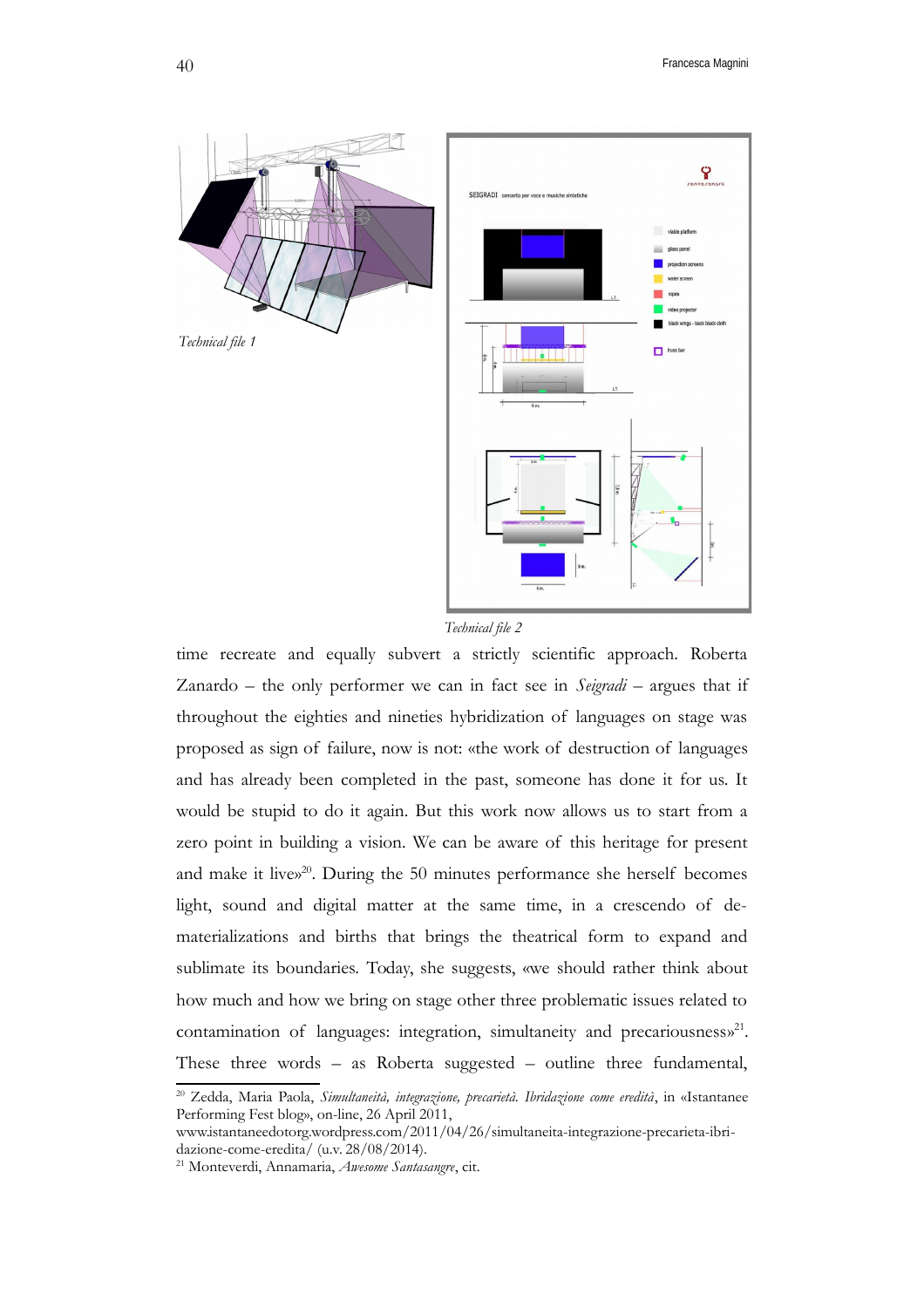*Technical file 1*

*Technical file 2*

time recreate and equally subvert a strictly scientific approach. Roberta Zanardo – the only performer we can in fact see in *Seigradi* – argues that if throughout the eighties and nineties hybridization of languages on stage was proposed as sign of failure, now is not: «the work of destruction of languages and has already been completed in the past, someone has done it for us. It would be stupid to do it again. But this work now allows us to start from a zero point in building a vision. We can be aware of this heritage for present and make it live»[20]. During the 50 minutes performance she herself becomes light, sound and digital matter at the same time, in a crescendo of de-materializations and births that brings the theatrical form to expand and sublimate its boundaries. Today, she suggests, «we should rather think about how much and how we bring on stage other three problematic issues related to contamination of languages: integration, simultaneity and precariousness»[21]. These three words – as Roberta suggested – outline three fundamental,

---

[20] Zedda, Maria Paola, *Simultaneità, integrazione, precarietà. Ibridazione come eredità*, in «Istantanee Performing Fest blog», on-line, 26 April 2011, www.istantaneedotorg.wordpress.com/2011/04/26/simultaneita-integrazione-precarieta-ibridazione-come-eredita/ (u.v. 28/08/2014).

[21] Monteverdi, Annamaria, *Awesome Santasangre*, cit.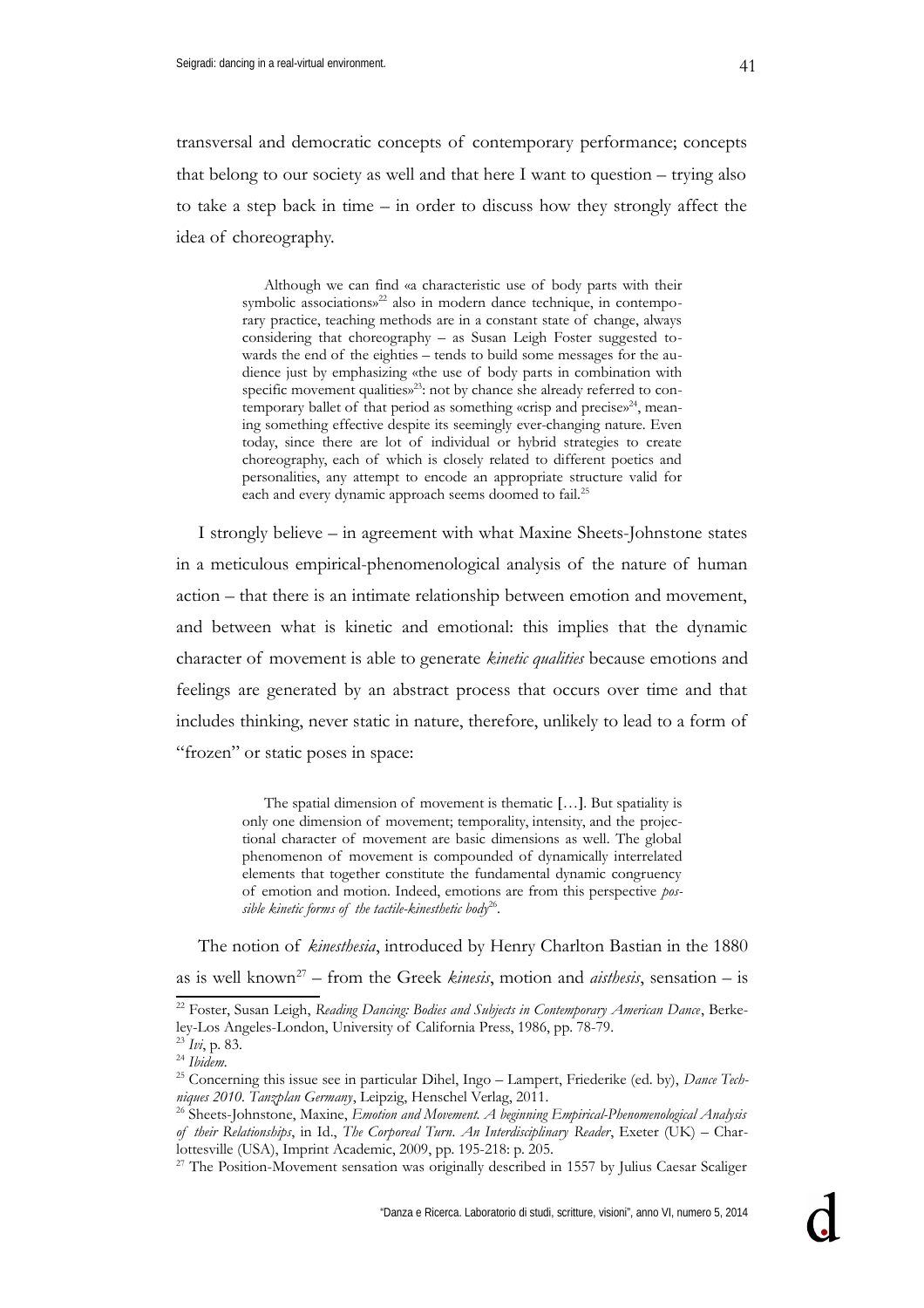transversal and democratic concepts of contemporary performance; concepts that belong to our society as well and that here I want to question – trying also to take a step back in time – in order to discuss how they strongly affect the idea of choreography.

> Although we can find «a characteristic use of body parts with their symbolic associations»[22] also in modern dance technique, in contemporary practice, teaching methods are in a constant state of change, always considering that choreography – as Susan Leigh Foster suggested towards the end of the eighties – tends to build some messages for the audience just by emphasizing «the use of body parts in combination with specific movement qualities»[23]: not by chance she already referred to contemporary ballet of that period as something «crisp and precise»[24], meaning something effective despite its seemingly ever-changing nature. Even today, since there are lot of individual or hybrid strategies to create choreography, each of which is closely related to different poetics and personalities, any attempt to encode an appropriate structure valid for each and every dynamic approach seems doomed to fail.[25]

I strongly believe – in agreement with what Maxine Sheets-Johnstone states in a meticulous empirical-phenomenological analysis of the nature of human action – that there is an intimate relationship between emotion and movement, and between what is kinetic and emotional: this implies that the dynamic character of movement is able to generate *kinetic qualities* because emotions and feelings are generated by an abstract process that occurs over time and that includes thinking, never static in nature, therefore, unlikely to lead to a form of "frozen" or static poses in space:

> The spatial dimension of movement is thematic […]. But spatiality is only one dimension of movement; temporality, intensity, and the projectional character of movement are basic dimensions as well. The global phenomenon of movement is compounded of dynamically interrelated elements that together constitute the fundamental dynamic congruency of emotion and motion. Indeed, emotions are from this perspective *possible kinetic forms of the tactile-kinesthetic body*[26].

The notion of *kinesthesia*, introduced by Henry Charlton Bastian in the 1880 as is well known[27] – from the Greek *kinesis*, motion and *aisthesis*, sensation – is

---

[22] Foster, Susan Leigh, *Reading Dancing: Bodies and Subjects in Contemporary American Dance*, Berkeley-Los Angeles-London, University of California Press, 1986, pp. 78-79.

[23] *Ivi*, p. 83.

[24] *Ibidem*.

[25] Concerning this issue see in particular Dihel, Ingo – Lampert, Friederike (ed. by), *Dance Techniques 2010. Tanzplan Germany*, Leipzig, Henschel Verlag, 2011.

[26] Sheets-Johnstone, Maxine, *Emotion and Movement. A beginning Empirical-Phenomenological Analysis of their Relationships*, in Id., *The Corporeal Turn. An Interdisciplinary Reader*, Exeter (UK) – Charlottesville (USA), Imprint Academic, 2009, pp. 195-218: p. 205.

[27] The Position-Movement sensation was originally described in 1557 by Julius Caesar Scaliger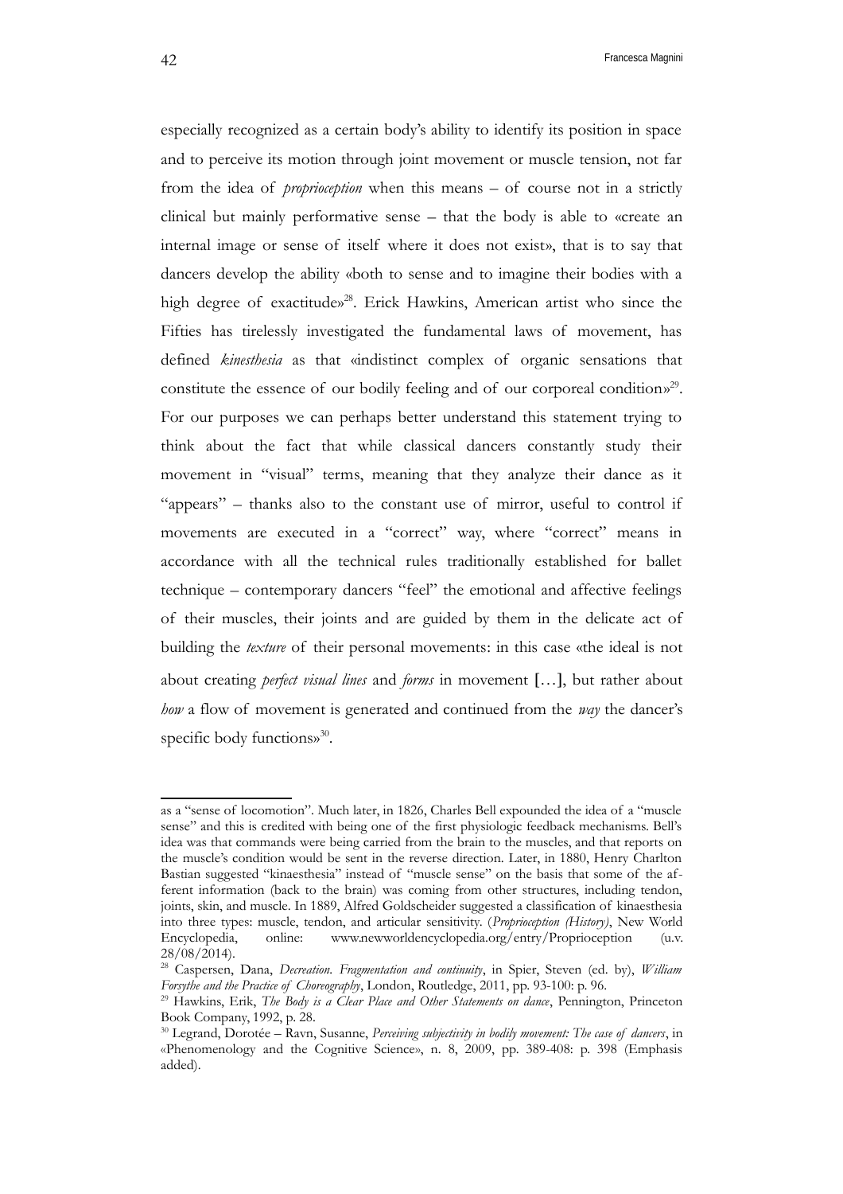especially recognized as a certain body's ability to identify its position in space and to perceive its motion through joint movement or muscle tension, not far from the idea of *proprioception* when this means – of course not in a strictly clinical but mainly performative sense – that the body is able to «create an internal image or sense of itself where it does not exist», that is to say that dancers develop the ability «both to sense and to imagine their bodies with a high degree of exactitude»[28]. Erick Hawkins, American artist who since the Fifties has tirelessly investigated the fundamental laws of movement, has defined *kinesthesia* as that «indistinct complex of organic sensations that constitute the essence of our bodily feeling and of our corporeal condition»[29]. For our purposes we can perhaps better understand this statement trying to think about the fact that while classical dancers constantly study their movement in "visual" terms, meaning that they analyze their dance as it "appears" – thanks also to the constant use of mirror, useful to control if movements are executed in a "correct" way, where "correct" means in accordance with all the technical rules traditionally established for ballet technique – contemporary dancers "feel" the emotional and affective feelings of their muscles, their joints and are guided by them in the delicate act of building the *texture* of their personal movements: in this case «the ideal is not about creating *perfect visual lines* and *forms* in movement […], but rather about *how* a flow of movement is generated and continued from the *way* the dancer's specific body functions»[30].

---

as a "sense of locomotion". Much later, in 1826, Charles Bell expounded the idea of a "muscle sense" and this is credited with being one of the first physiologic feedback mechanisms. Bell's idea was that commands were being carried from the brain to the muscles, and that reports on the muscle's condition would be sent in the reverse direction. Later, in 1880, Henry Charlton Bastian suggested "kinaesthesia" instead of "muscle sense" on the basis that some of the afferent information (back to the brain) was coming from other structures, including tendon, joints, skin, and muscle. In 1889, Alfred Goldscheider suggested a classification of kinaesthesia into three types: muscle, tendon, and articular sensitivity. (*Proprioception (History)*, New World Encyclopedia, online: www.newworldencyclopedia.org/entry/Proprioception (u.v. 28/08/2014).

[28] Caspersen, Dana, *Decreation. Fragmentation and continuity*, in Spier, Steven (ed. by), *William Forsythe and the Practice of Choreography*, London, Routledge, 2011, pp. 93-100: p. 96.

[29] Hawkins, Erik, *The Body is a Clear Place and Other Statements on dance*, Pennington, Princeton Book Company, 1992, p. 28.

[30] Legrand, Dorotée – Ravn, Susanne, *Perceiving subjectivity in bodily movement: The case of dancers*, in «Phenomenology and the Cognitive Science», n. 8, 2009, pp. 389-408: p. 398 (Emphasis added).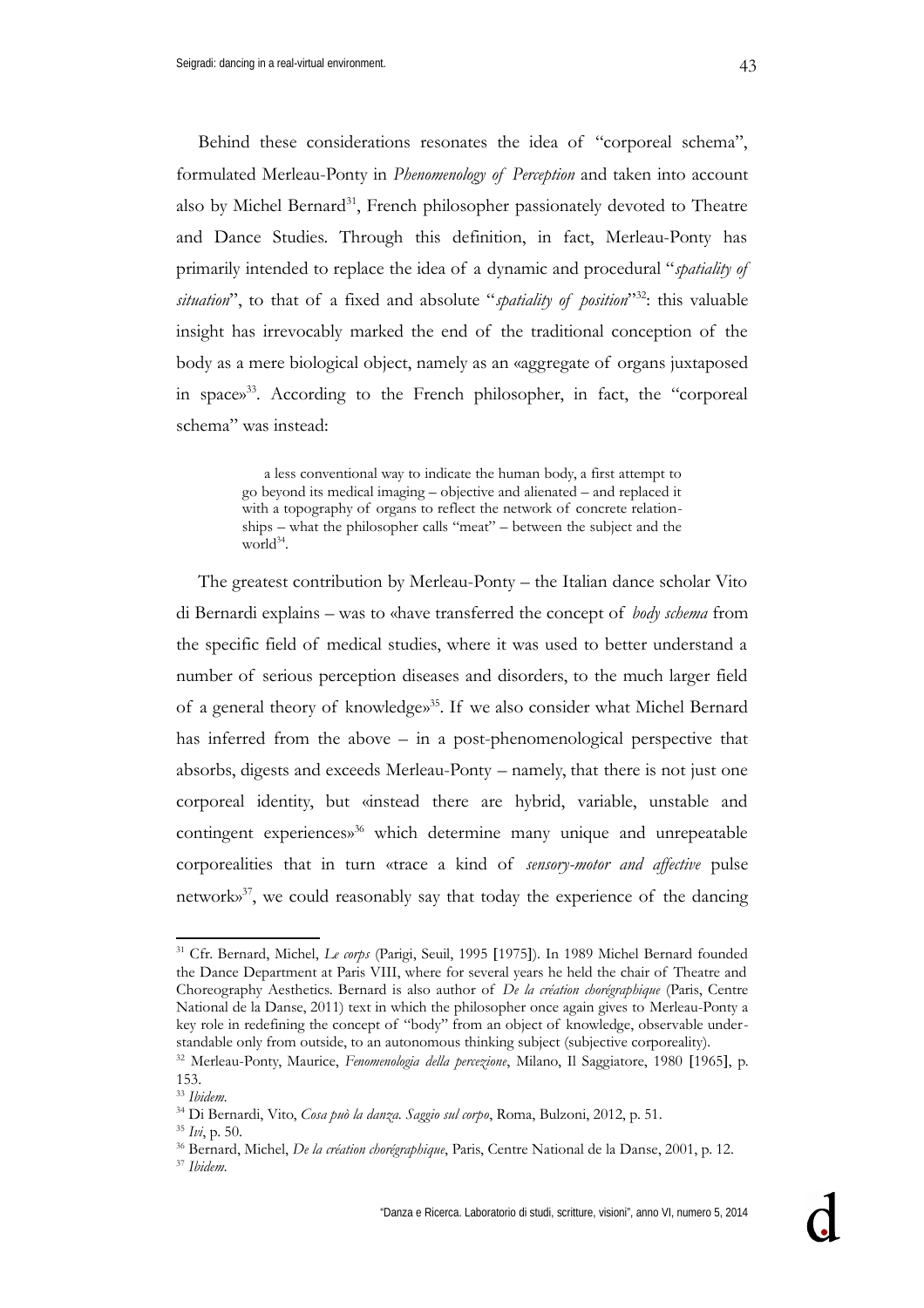Behind these considerations resonates the idea of "corporeal schema", formulated Merleau-Ponty in *Phenomenology of Perception* and taken into account also by Michel Bernard[31], French philosopher passionately devoted to Theatre and Dance Studies. Through this definition, in fact, Merleau-Ponty has primarily intended to replace the idea of a dynamic and procedural "*spatiality of situation*", to that of a fixed and absolute "*spatiality of position*"[32]: this valuable insight has irrevocably marked the end of the traditional conception of the body as a mere biological object, namely as an «aggregate of organs juxtaposed in space»[33]. According to the French philosopher, in fact, the "corporeal schema" was instead:

> a less conventional way to indicate the human body, a first attempt to go beyond its medical imaging – objective and alienated – and replaced it with a topography of organs to reflect the network of concrete relationships – what the philosopher calls "meat" – between the subject and the world[34].

The greatest contribution by Merleau-Ponty – the Italian dance scholar Vito di Bernardi explains – was to «have transferred the concept of *body schema* from the specific field of medical studies, where it was used to better understand a number of serious perception diseases and disorders, to the much larger field of a general theory of knowledge»[35]. If we also consider what Michel Bernard has inferred from the above – in a post-phenomenological perspective that absorbs, digests and exceeds Merleau-Ponty – namely, that there is not just one corporeal identity, but «instead there are hybrid, variable, unstable and contingent experiences»[36] which determine many unique and unrepeatable corporealities that in turn «trace a kind of *sensory-motor and affective* pulse network»[37], we could reasonably say that today the experience of the dancing

---

[31] Cfr. Bernard, Michel, *Le corps* (Parigi, Seuil, 1995 [1975]). In 1989 Michel Bernard founded the Dance Department at Paris VIII, where for several years he held the chair of Theatre and Choreography Aesthetics. Bernard is also author of *De la création chorégraphique* (Paris, Centre National de la Danse, 2011) text in which the philosopher once again gives to Merleau-Ponty a key role in redefining the concept of "body" from an object of knowledge, observable understandable only from outside, to an autonomous thinking subject (subjective corporeality).

[32] Merleau-Ponty, Maurice, *Fenomenologia della percezione*, Milano, Il Saggiatore, 1980 [1965], p. 153.

[33] *Ibidem*.

[34] Di Bernardi, Vito, *Cosa può la danza. Saggio sul corpo*, Roma, Bulzoni, 2012, p. 51.

[35] *Ivi*, p. 50.

[36] Bernard, Michel, *De la création chorégraphique*, Paris, Centre National de la Danse, 2001, p. 12.

[37] *Ibidem*.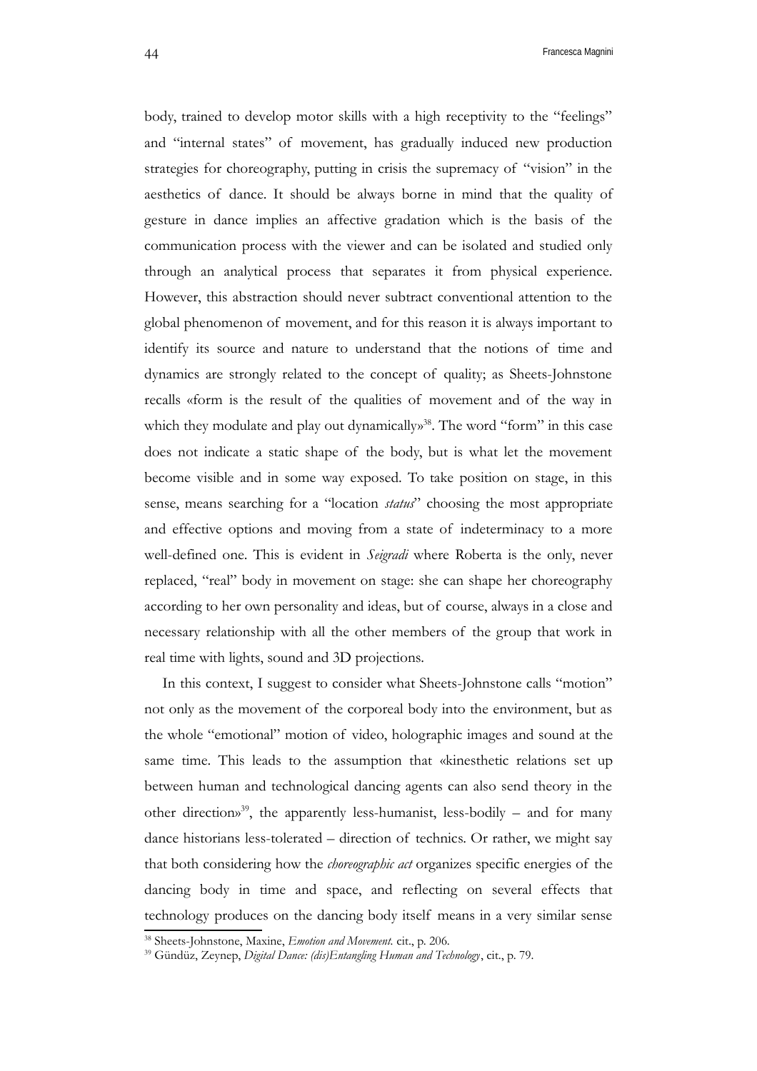body, trained to develop motor skills with a high receptivity to the "feelings" and "internal states" of movement, has gradually induced new production strategies for choreography, putting in crisis the supremacy of "vision" in the aesthetics of dance. It should be always borne in mind that the quality of gesture in dance implies an affective gradation which is the basis of the communication process with the viewer and can be isolated and studied only through an analytical process that separates it from physical experience. However, this abstraction should never subtract conventional attention to the global phenomenon of movement, and for this reason it is always important to identify its source and nature to understand that the notions of time and dynamics are strongly related to the concept of quality; as Sheets-Johnstone recalls «form is the result of the qualities of movement and of the way in which they modulate and play out dynamically»[38]. The word "form" in this case does not indicate a static shape of the body, but is what let the movement become visible and in some way exposed. To take position on stage, in this sense, means searching for a "location *status*" choosing the most appropriate and effective options and moving from a state of indeterminacy to a more well-defined one. This is evident in *Seigradi* where Roberta is the only, never replaced, "real" body in movement on stage: she can shape her choreography according to her own personality and ideas, but of course, always in a close and necessary relationship with all the other members of the group that work in real time with lights, sound and 3D projections.

In this context, I suggest to consider what Sheets-Johnstone calls "motion" not only as the movement of the corporeal body into the environment, but as the whole "emotional" motion of video, holographic images and sound at the same time. This leads to the assumption that «kinesthetic relations set up between human and technological dancing agents can also send theory in the other direction»[39], the apparently less-humanist, less-bodily – and for many dance historians less-tolerated – direction of technics. Or rather, we might say that both considering how the *choreographic act* organizes specific energies of the dancing body in time and space, and reflecting on several effects that technology produces on the dancing body itself means in a very similar sense

[38] Sheets-Johnstone, Maxine, *Emotion and Movement.* cit., p. 206.

[39] Gündüz, Zeynep, *Digital Dance: (dis)Entangling Human and Technology*, cit., p. 79.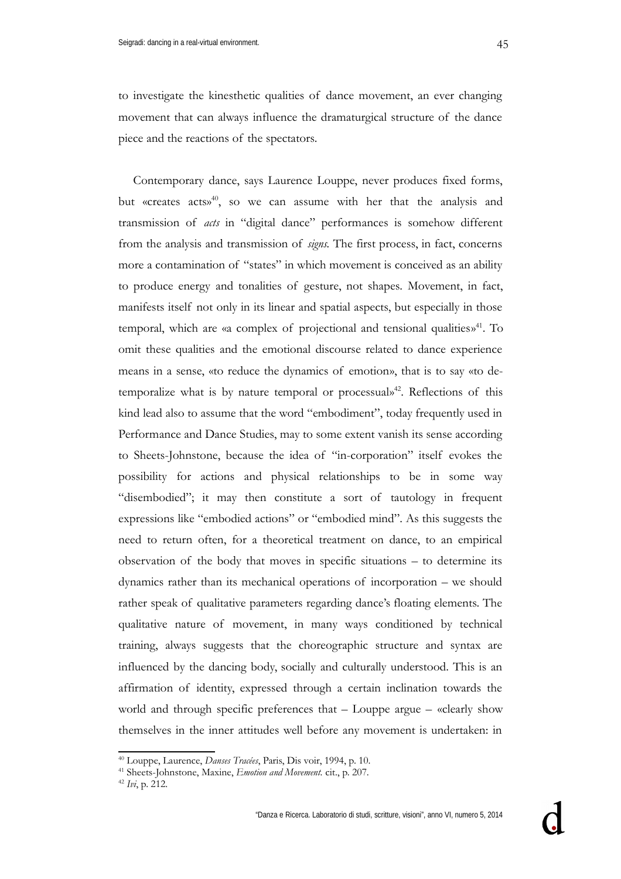to investigate the kinesthetic qualities of dance movement, an ever changing movement that can always influence the dramaturgical structure of the dance piece and the reactions of the spectators.

Contemporary dance, says Laurence Louppe, never produces fixed forms, but «creates acts»[40], so we can assume with her that the analysis and transmission of *acts* in "digital dance" performances is somehow different from the analysis and transmission of *signs*. The first process, in fact, concerns more a contamination of "states" in which movement is conceived as an ability to produce energy and tonalities of gesture, not shapes. Movement, in fact, manifests itself not only in its linear and spatial aspects, but especially in those temporal, which are «a complex of projectional and tensional qualities»[41]. To omit these qualities and the emotional discourse related to dance experience means in a sense, «to reduce the dynamics of emotion», that is to say «to de-temporalize what is by nature temporal or processual»[42]. Reflections of this kind lead also to assume that the word "embodiment", today frequently used in Performance and Dance Studies, may to some extent vanish its sense according to Sheets-Johnstone, because the idea of "in-corporation" itself evokes the possibility for actions and physical relationships to be in some way "disembodied"; it may then constitute a sort of tautology in frequent expressions like "embodied actions" or "embodied mind". As this suggests the need to return often, for a theoretical treatment on dance, to an empirical observation of the body that moves in specific situations – to determine its dynamics rather than its mechanical operations of incorporation – we should rather speak of qualitative parameters regarding dance's floating elements. The qualitative nature of movement, in many ways conditioned by technical training, always suggests that the choreographic structure and syntax are influenced by the dancing body, socially and culturally understood. This is an affirmation of identity, expressed through a certain inclination towards the world and through specific preferences that – Louppe argue – «clearly show themselves in the inner attitudes well before any movement is undertaken: in

---

[40] Louppe, Laurence, *Danses Tracées*, Paris, Dis voir, 1994, p. 10.

[41] Sheets-Johnstone, Maxine, *Emotion and Movement*. cit., p. 207.

[42] *Ivi*, p. 212.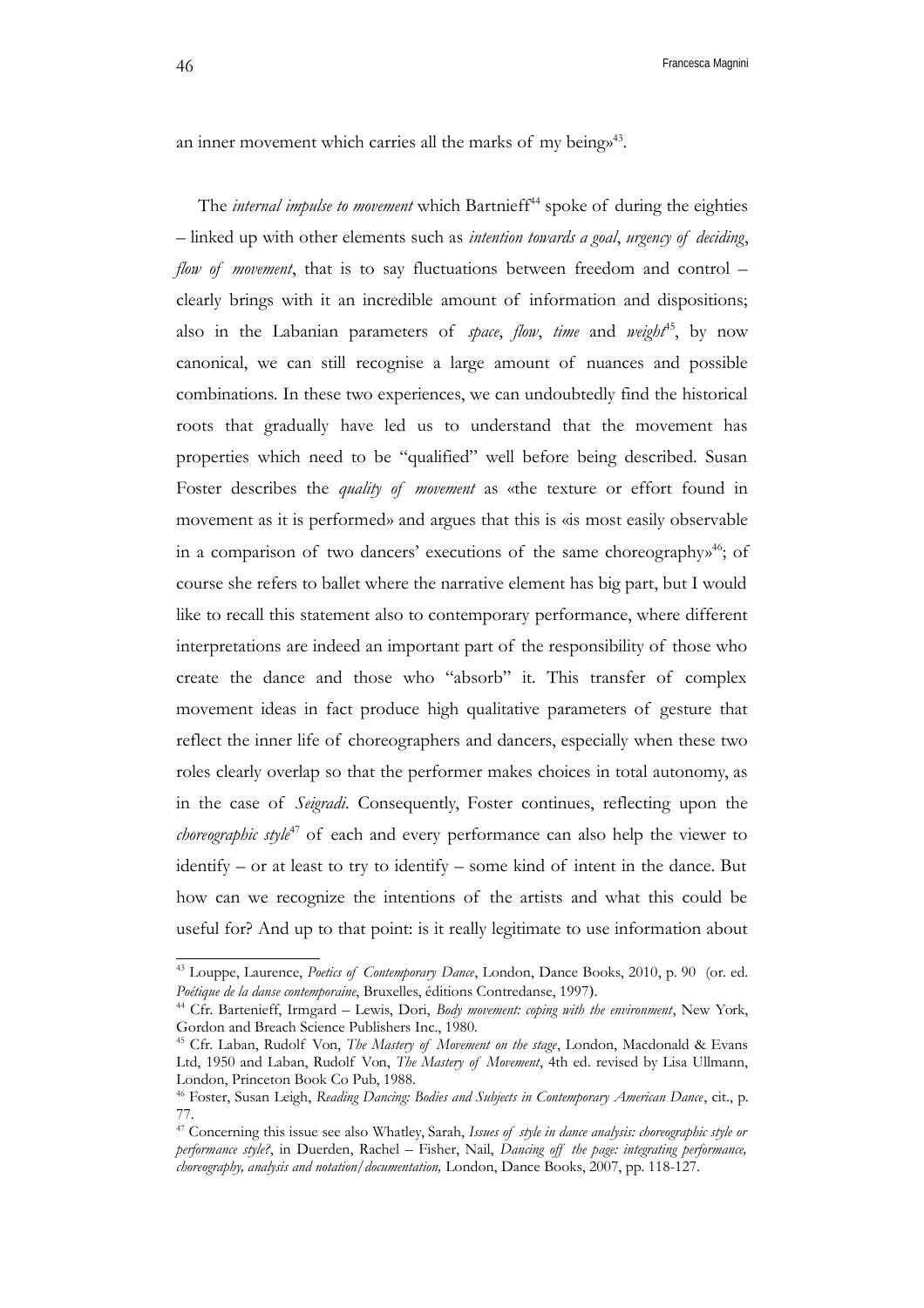an inner movement which carries all the marks of my being»[43].

The *internal impulse to movement* which Bartnieff[44] spoke of during the eighties – linked up with other elements such as *intention towards a goal*, *urgency of deciding*, *flow of movement*, that is to say fluctuations between freedom and control – clearly brings with it an incredible amount of information and dispositions; also in the Labanian parameters of *space*, *flow*, *time* and *weight*[45], by now canonical, we can still recognise a large amount of nuances and possible combinations. In these two experiences, we can undoubtedly find the historical roots that gradually have led us to understand that the movement has properties which need to be "qualified" well before being described. Susan Foster describes the *quality of movement* as «the texture or effort found in movement as it is performed» and argues that this is «is most easily observable in a comparison of two dancers' executions of the same choreography»[46]; of course she refers to ballet where the narrative element has big part, but I would like to recall this statement also to contemporary performance, where different interpretations are indeed an important part of the responsibility of those who create the dance and those who "absorb" it. This transfer of complex movement ideas in fact produce high qualitative parameters of gesture that reflect the inner life of choreographers and dancers, especially when these two roles clearly overlap so that the performer makes choices in total autonomy, as in the case of *Seigradi*. Consequently, Foster continues, reflecting upon the *choreographic style*[47] of each and every performance can also help the viewer to identify – or at least to try to identify – some kind of intent in the dance. But how can we recognize the intentions of the artists and what this could be useful for? And up to that point: is it really legitimate to use information about

---

[43] Louppe, Laurence, *Poetics of Contemporary Dance*, London, Dance Books, 2010, p. 90 (or. ed. *Poétique de la danse contemporaine*, Bruxelles, éditions Contredanse, 1997).

[44] Cfr. Bartenieff, Irmgard – Lewis, Dori, *Body movement: coping with the environment*, New York, Gordon and Breach Science Publishers Inc., 1980.

[45] Cfr. Laban, Rudolf Von, *The Mastery of Movement on the stage*, London, Macdonald & Evans Ltd, 1950 and Laban, Rudolf Von, *The Mastery of Movement*, 4th ed. revised by Lisa Ullmann, London, Princeton Book Co Pub, 1988.

[46] Foster, Susan Leigh, *Reading Dancing: Bodies and Subjects in Contemporary American Dance*, cit., p. 77.

[47] Concerning this issue see also Whatley, Sarah, *Issues of style in dance analysis: choreographic style or performance style?*, in Duerden, Rachel – Fisher, Nail, *Dancing off the page: integrating performance, choreography, analysis and notation/documentation,* London, Dance Books, 2007, pp. 118-127.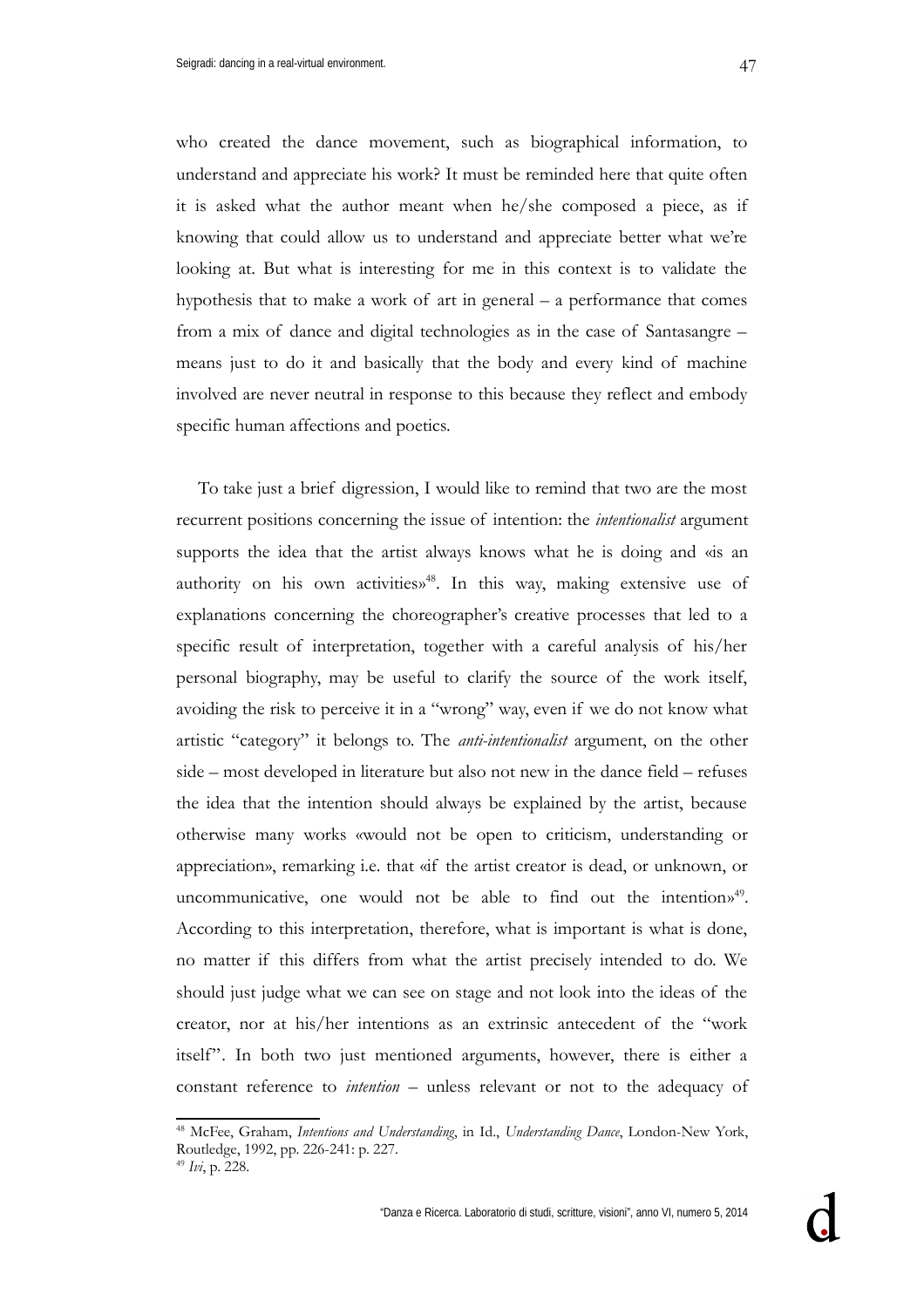who created the dance movement, such as biographical information, to understand and appreciate his work? It must be reminded here that quite often it is asked what the author meant when he/she composed a piece, as if knowing that could allow us to understand and appreciate better what we're looking at. But what is interesting for me in this context is to validate the hypothesis that to make a work of art in general – a performance that comes from a mix of dance and digital technologies as in the case of Santasangre – means just to do it and basically that the body and every kind of machine involved are never neutral in response to this because they reflect and embody specific human affections and poetics.

To take just a brief digression, I would like to remind that two are the most recurrent positions concerning the issue of intention: the *intentionalist* argument supports the idea that the artist always knows what he is doing and «is an authority on his own activities»[48]. In this way, making extensive use of explanations concerning the choreographer's creative processes that led to a specific result of interpretation, together with a careful analysis of his/her personal biography, may be useful to clarify the source of the work itself, avoiding the risk to perceive it in a "wrong" way, even if we do not know what artistic "category" it belongs to. The *anti-intentionalist* argument, on the other side – most developed in literature but also not new in the dance field – refuses the idea that the intention should always be explained by the artist, because otherwise many works «would not be open to criticism, understanding or appreciation», remarking i.e. that «if the artist creator is dead, or unknown, or uncommunicative, one would not be able to find out the intention»[49]. According to this interpretation, therefore, what is important is what is done, no matter if this differs from what the artist precisely intended to do. We should just judge what we can see on stage and not look into the ideas of the creator, nor at his/her intentions as an extrinsic antecedent of the "work itself". In both two just mentioned arguments, however, there is either a constant reference to *intention* – unless relevant or not to the adequacy of

---

[48] McFee, Graham, *Intentions and Understanding*, in Id., *Understanding Dance*, London-New York, Routledge, 1992, pp. 226-241: p. 227.

[49] *Ivi*, p. 228.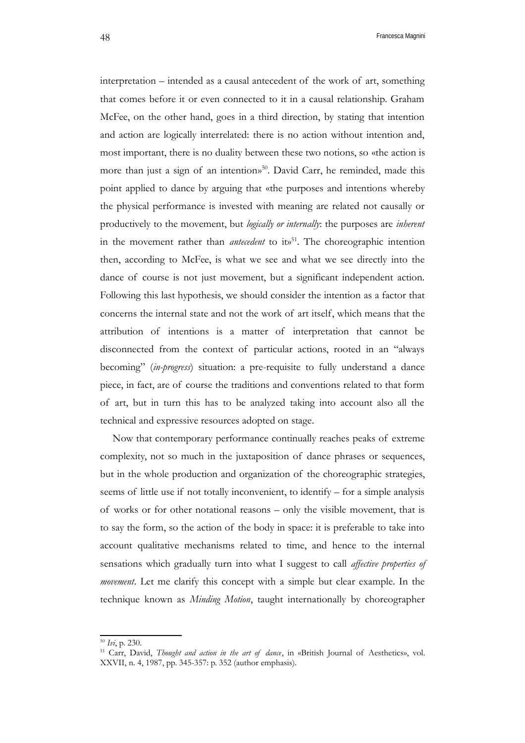interpretation – intended as a causal antecedent of the work of art, something that comes before it or even connected to it in a causal relationship. Graham McFee, on the other hand, goes in a third direction, by stating that intention and action are logically interrelated: there is no action without intention and, most important, there is no duality between these two notions, so «the action is more than just a sign of an intention»[50]. David Carr, he reminded, made this point applied to dance by arguing that «the purposes and intentions whereby the physical performance is invested with meaning are related not causally or productively to the movement, but *logically or internally*: the purposes are *inherent* in the movement rather than *antecedent* to it»[51]. The choreographic intention then, according to McFee, is what we see and what we see directly into the dance of course is not just movement, but a significant independent action. Following this last hypothesis, we should consider the intention as a factor that concerns the internal state and not the work of art itself, which means that the attribution of intentions is a matter of interpretation that cannot be disconnected from the context of particular actions, rooted in an "always becoming" (*in-progress*) situation: a pre-requisite to fully understand a dance piece, in fact, are of course the traditions and conventions related to that form of art, but in turn this has to be analyzed taking into account also all the technical and expressive resources adopted on stage.

Now that contemporary performance continually reaches peaks of extreme complexity, not so much in the juxtaposition of dance phrases or sequences, but in the whole production and organization of the choreographic strategies, seems of little use if not totally inconvenient, to identify – for a simple analysis of works or for other notational reasons – only the visible movement, that is to say the form, so the action of the body in space: it is preferable to take into account qualitative mechanisms related to time, and hence to the internal sensations which gradually turn into what I suggest to call *affective properties of movement*. Let me clarify this concept with a simple but clear example. In the technique known as *Minding Motion*, taught internationally by choreographer

---

[50] *Ivi*, p. 230.

[51] Carr, David, *Thought and action in the art of dance*, in «British Journal of Aesthetics», vol. XXVII, n. 4, 1987, pp. 345-357: p. 352 (author emphasis).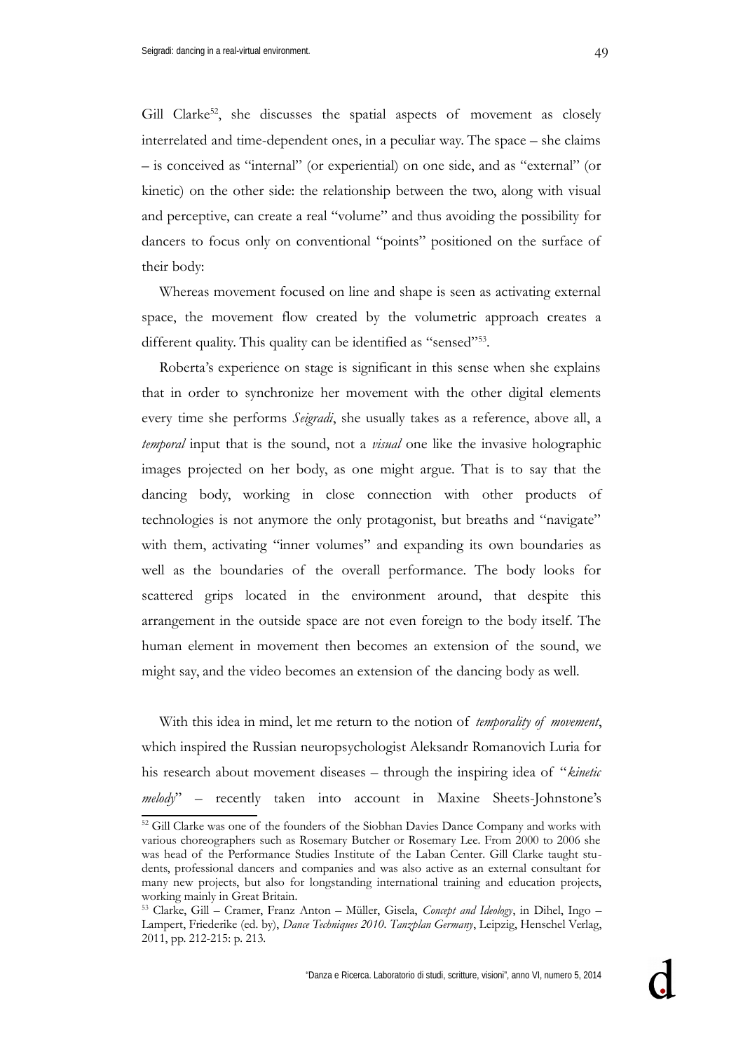Gill Clarke[52], she discusses the spatial aspects of movement as closely interrelated and time-dependent ones, in a peculiar way. The space – she claims – is conceived as "internal" (or experiential) on one side, and as "external" (or kinetic) on the other side: the relationship between the two, along with visual and perceptive, can create a real "volume" and thus avoiding the possibility for dancers to focus only on conventional "points" positioned on the surface of their body:

Whereas movement focused on line and shape is seen as activating external space, the movement flow created by the volumetric approach creates a different quality. This quality can be identified as "sensed"[53].

Roberta's experience on stage is significant in this sense when she explains that in order to synchronize her movement with the other digital elements every time she performs *Seigradi*, she usually takes as a reference, above all, a *temporal* input that is the sound, not a *visual* one like the invasive holographic images projected on her body, as one might argue. That is to say that the dancing body, working in close connection with other products of technologies is not anymore the only protagonist, but breaths and "navigate" with them, activating "inner volumes" and expanding its own boundaries as well as the boundaries of the overall performance. The body looks for scattered grips located in the environment around, that despite this arrangement in the outside space are not even foreign to the body itself. The human element in movement then becomes an extension of the sound, we might say, and the video becomes an extension of the dancing body as well.

With this idea in mind, let me return to the notion of *temporality of movement*, which inspired the Russian neuropsychologist Aleksandr Romanovich Luria for his research about movement diseases – through the inspiring idea of "*kinetic melody*" – recently taken into account in Maxine Sheets-Johnstone's

---

[52] Gill Clarke was one of the founders of the Siobhan Davies Dance Company and works with various choreographers such as Rosemary Butcher or Rosemary Lee. From 2000 to 2006 she was head of the Performance Studies Institute of the Laban Center. Gill Clarke taught students, professional dancers and companies and was also active as an external consultant for many new projects, but also for longstanding international training and education projects, working mainly in Great Britain.

[53] Clarke, Gill – Cramer, Franz Anton – Müller, Gisela, *Concept and Ideology*, in Dihel, Ingo – Lampert, Friederike (ed. by), *Dance Techniques 2010. Tanzplan Germany*, Leipzig, Henschel Verlag, 2011, pp. 212-215: p. 213.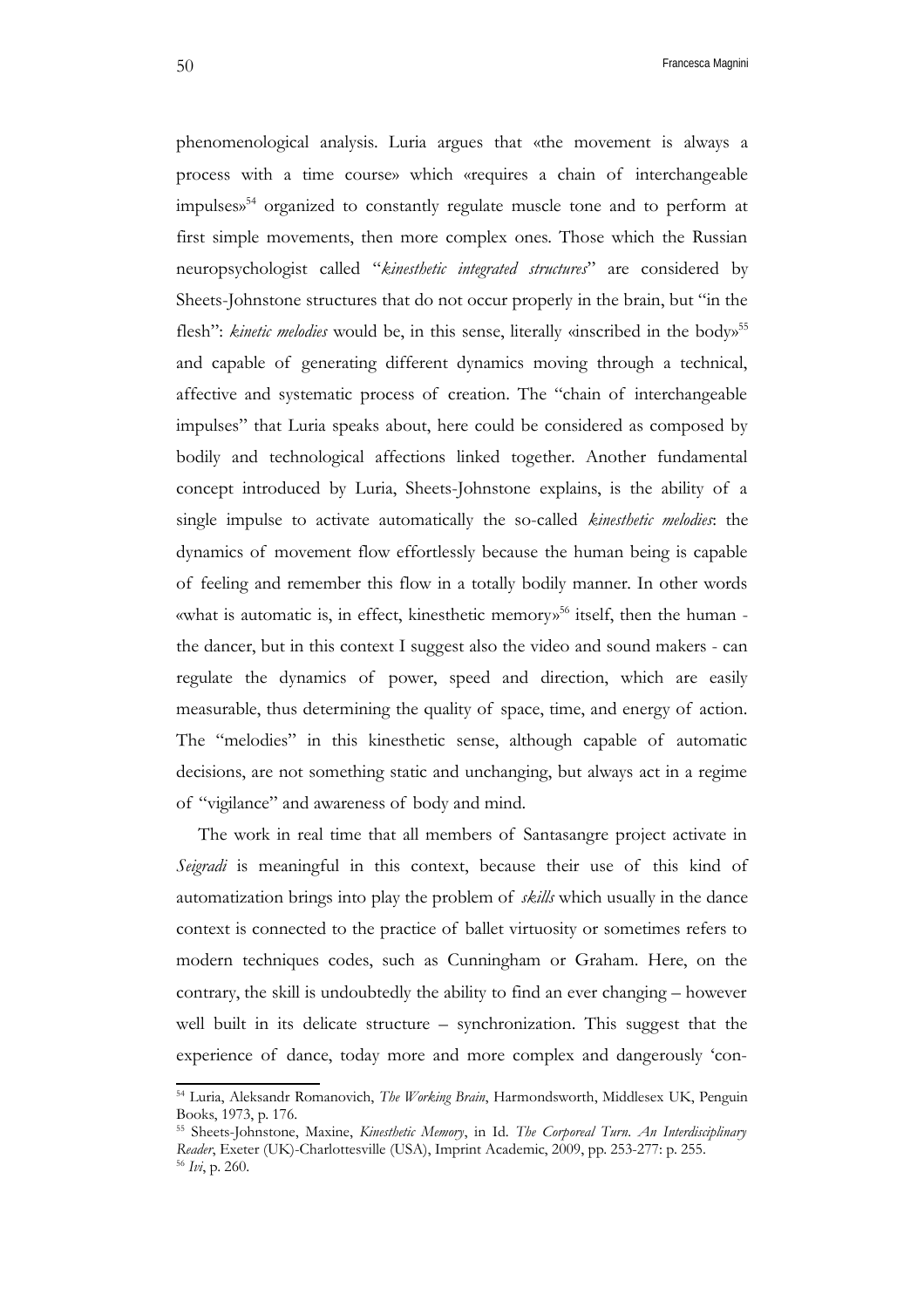phenomenological analysis. Luria argues that «the movement is always a process with a time course» which «requires a chain of interchangeable impulses»[54] organized to constantly regulate muscle tone and to perform at first simple movements, then more complex ones. Those which the Russian neuropsychologist called "*kinesthetic integrated structures*" are considered by Sheets-Johnstone structures that do not occur properly in the brain, but "in the flesh": *kinetic melodies* would be, in this sense, literally «inscribed in the body»[55] and capable of generating different dynamics moving through a technical, affective and systematic process of creation. The "chain of interchangeable impulses" that Luria speaks about, here could be considered as composed by bodily and technological affections linked together. Another fundamental concept introduced by Luria, Sheets-Johnstone explains, is the ability of a single impulse to activate automatically the so-called *kinesthetic melodies*: the dynamics of movement flow effortlessly because the human being is capable of feeling and remember this flow in a totally bodily manner. In other words «what is automatic is, in effect, kinesthetic memory»[56] itself, then the human - the dancer, but in this context I suggest also the video and sound makers - can regulate the dynamics of power, speed and direction, which are easily measurable, thus determining the quality of space, time, and energy of action. The "melodies" in this kinesthetic sense, although capable of automatic decisions, are not something static and unchanging, but always act in a regime of "vigilance" and awareness of body and mind.

The work in real time that all members of Santasangre project activate in *Seigradi* is meaningful in this context, because their use of this kind of automatization brings into play the problem of *skills* which usually in the dance context is connected to the practice of ballet virtuosity or sometimes refers to modern techniques codes, such as Cunningham or Graham. Here, on the contrary, the skill is undoubtedly the ability to find an ever changing – however well built in its delicate structure – synchronization. This suggest that the experience of dance, today more and more complex and dangerously 'con-

---

[54] Luria, Aleksandr Romanovich, *The Working Brain*, Harmondsworth, Middlesex UK, Penguin Books, 1973, p. 176.

[55] Sheets-Johnstone, Maxine, *Kinesthetic Memory*, in Id. *The Corporeal Turn. An Interdisciplinary Reader*, Exeter (UK)-Charlottesville (USA), Imprint Academic, 2009, pp. 253-277: p. 255.

[56] *Ivi*, p. 260.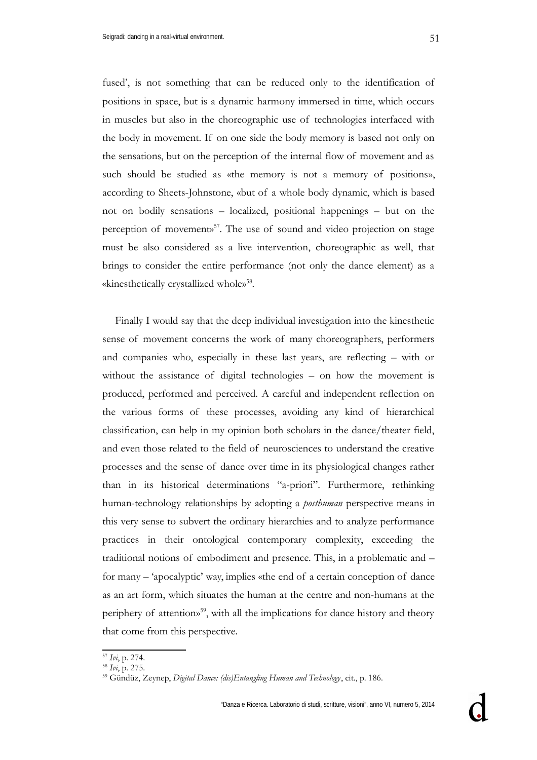fused', is not something that can be reduced only to the identification of positions in space, but is a dynamic harmony immersed in time, which occurs in muscles but also in the choreographic use of technologies interfaced with the body in movement. If on one side the body memory is based not only on the sensations, but on the perception of the internal flow of movement and as such should be studied as «the memory is not a memory of positions», according to Sheets-Johnstone, «but of a whole body dynamic, which is based not on bodily sensations – localized, positional happenings – but on the perception of movement»[57]. The use of sound and video projection on stage must be also considered as a live intervention, choreographic as well, that brings to consider the entire performance (not only the dance element) as a «kinesthetically crystallized whole»[58].

Finally I would say that the deep individual investigation into the kinesthetic sense of movement concerns the work of many choreographers, performers and companies who, especially in these last years, are reflecting – with or without the assistance of digital technologies – on how the movement is produced, performed and perceived. A careful and independent reflection on the various forms of these processes, avoiding any kind of hierarchical classification, can help in my opinion both scholars in the dance/theater field, and even those related to the field of neurosciences to understand the creative processes and the sense of dance over time in its physiological changes rather than in its historical determinations "a-priori". Furthermore, rethinking human-technology relationships by adopting a *posthuman* perspective means in this very sense to subvert the ordinary hierarchies and to analyze performance practices in their ontological contemporary complexity, exceeding the traditional notions of embodiment and presence. This, in a problematic and – for many – 'apocalyptic' way, implies «the end of a certain conception of dance as an art form, which situates the human at the centre and non-humans at the periphery of attention»[59], with all the implications for dance history and theory that come from this perspective.

---

[57] *Ivi*, p. 274.

[58] *Ivi*, p. 275.

[59] Gündüz, Zeynep, *Digital Dance: (dis)Entangling Human and Technology*, cit., p. 186.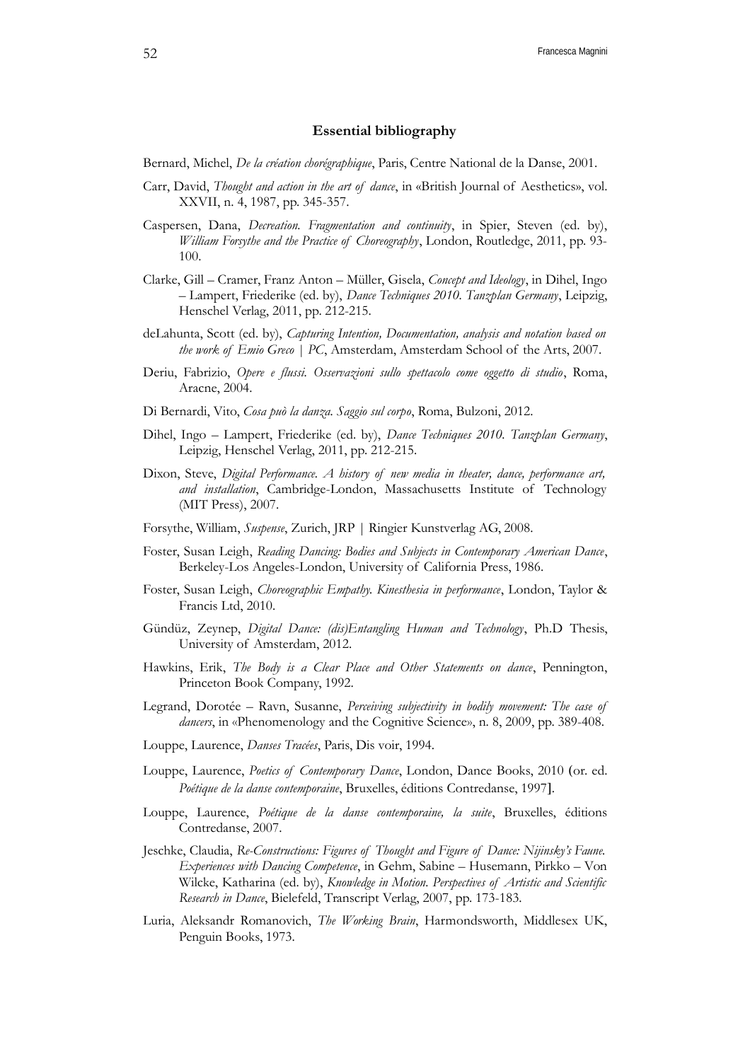## Essential bibliography

Bernard, Michel, *De la création chorégraphique*, Paris, Centre National de la Danse, 2001.

Carr, David, *Thought and action in the art of dance*, in «British Journal of Aesthetics», vol. XXVII, n. 4, 1987, pp. 345-357.

Caspersen, Dana, *Decreation. Fragmentation and continuity*, in Spier, Steven (ed. by), *William Forsythe and the Practice of Choreography*, London, Routledge, 2011, pp. 93-100.

Clarke, Gill – Cramer, Franz Anton – Müller, Gisela, *Concept and Ideology*, in Dihel, Ingo – Lampert, Friederike (ed. by), *Dance Techniques 2010. Tanzplan Germany*, Leipzig, Henschel Verlag, 2011, pp. 212-215.

deLahunta, Scott (ed. by), *Capturing Intention, Documentation, analysis and notation based on the work of Emio Greco | PC*, Amsterdam, Amsterdam School of the Arts, 2007.

Deriu, Fabrizio, *Opere e flussi. Osservazioni sullo spettacolo come oggetto di studio*, Roma, Aracne, 2004.

Di Bernardi, Vito, *Cosa può la danza. Saggio sul corpo*, Roma, Bulzoni, 2012.

Dihel, Ingo – Lampert, Friederike (ed. by), *Dance Techniques 2010. Tanzplan Germany*, Leipzig, Henschel Verlag, 2011, pp. 212-215.

Dixon, Steve, *Digital Performance. A history of new media in theater, dance, performance art, and installation*, Cambridge-London, Massachusetts Institute of Technology (MIT Press), 2007.

Forsythe, William, *Suspense*, Zurich, JRP | Ringier Kunstverlag AG, 2008.

Foster, Susan Leigh, *Reading Dancing: Bodies and Subjects in Contemporary American Dance*, Berkeley-Los Angeles-London, University of California Press, 1986.

Foster, Susan Leigh, *Choreographic Empathy. Kinesthesia in performance*, London, Taylor & Francis Ltd, 2010.

Gündüz, Zeynep, *Digital Dance: (dis)Entangling Human and Technology*, Ph.D Thesis, University of Amsterdam, 2012.

Hawkins, Erik, *The Body is a Clear Place and Other Statements on dance*, Pennington, Princeton Book Company, 1992.

Legrand, Dorotée – Ravn, Susanne, *Perceiving subjectivity in bodily movement: The case of dancers*, in «Phenomenology and the Cognitive Science», n. 8, 2009, pp. 389-408.

Louppe, Laurence, *Danses Tracées*, Paris, Dis voir, 1994.

Louppe, Laurence, *Poetics of Contemporary Dance*, London, Dance Books, 2010 (or. ed. *Poétique de la danse contemporaine*, Bruxelles, éditions Contredanse, 1997].

Louppe, Laurence, *Poétique de la danse contemporaine, la suite*, Bruxelles, éditions Contredanse, 2007.

Jeschke, Claudia, *Re-Constructions: Figures of Thought and Figure of Dance: Nijinsky's Faune. Experiences with Dancing Competence*, in Gehm, Sabine – Husemann, Pirkko – Von Wilcke, Katharina (ed. by), *Knowledge in Motion. Perspectives of Artistic and Scientific Research in Dance*, Bielefeld, Transcript Verlag, 2007, pp. 173-183.

Luria, Aleksandr Romanovich, *The Working Brain*, Harmondsworth, Middlesex UK, Penguin Books, 1973.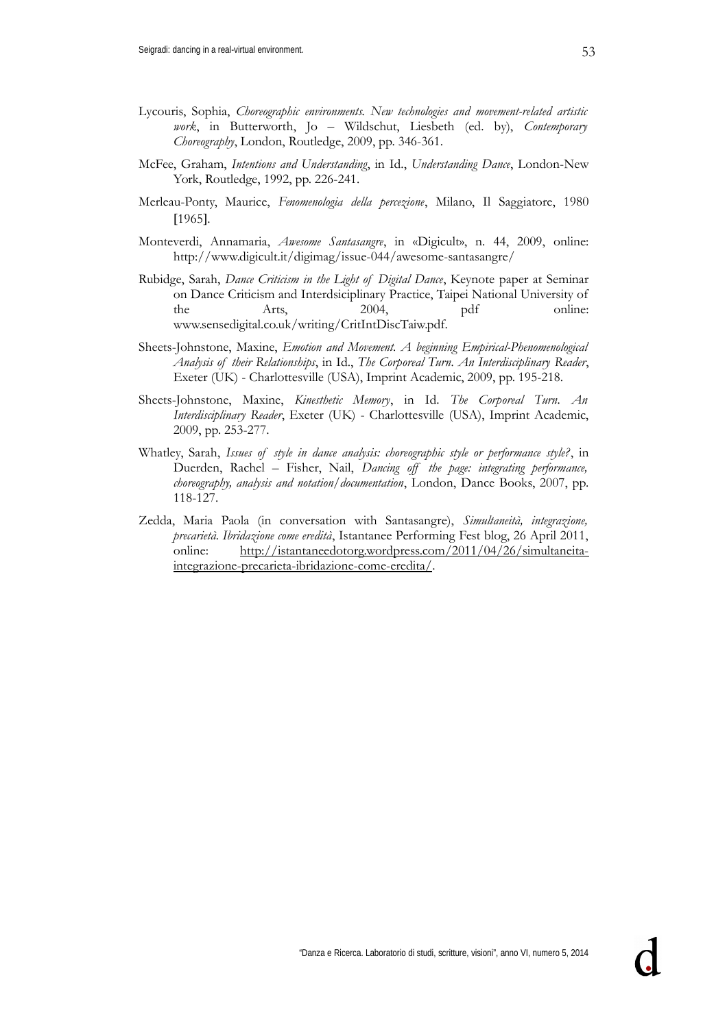Lycouris, Sophia, *Choreographic environments. New technologies and movement-related artistic work*, in Butterworth, Jo – Wildschut, Liesbeth (ed. by), *Contemporary Choreography*, London, Routledge, 2009, pp. 346-361.

McFee, Graham, *Intentions and Understanding*, in Id., *Understanding Dance*, London-New York, Routledge, 1992, pp. 226-241.

Merleau-Ponty, Maurice, *Fenomenologia della percezione*, Milano, Il Saggiatore, 1980 [1965].

Monteverdi, Annamaria, *Awesome Santasangre*, in «Digicult», n. 44, 2009, online: http://www.digicult.it/digimag/issue-044/awesome-santasangre/

Rubidge, Sarah, *Dance Criticism in the Light of Digital Dance*, Keynote paper at Seminar on Dance Criticism and Interdsiciplinary Practice, Taipei National University of the Arts, 2004, pdf online: www.sensedigital.co.uk/writing/CritIntDiscTaiw.pdf.

Sheets-Johnstone, Maxine, *Emotion and Movement. A beginning Empirical-Phenomenological Analysis of their Relationships*, in Id., *The Corporeal Turn. An Interdisciplinary Reader*, Exeter (UK) - Charlottesville (USA), Imprint Academic, 2009, pp. 195-218.

Sheets-Johnstone, Maxine, *Kinesthetic Memory*, in Id. *The Corporeal Turn. An Interdisciplinary Reader*, Exeter (UK) - Charlottesville (USA), Imprint Academic, 2009, pp. 253-277.

Whatley, Sarah, *Issues of style in dance analysis: choreographic style or performance style?*, in Duerden, Rachel – Fisher, Nail, *Dancing off the page: integrating performance, choreography, analysis and notation/documentation*, London, Dance Books, 2007, pp. 118-127.

Zedda, Maria Paola (in conversation with Santasangre), *Simultaneità, integrazione, precarietà. Ibridazione come eredità*, Istantanee Performing Fest blog, 26 April 2011, online: http://istantaneedotorg.wordpress.com/2011/04/26/simultaneita-integrazione-precarieta-ibridazione-come-eredita/.